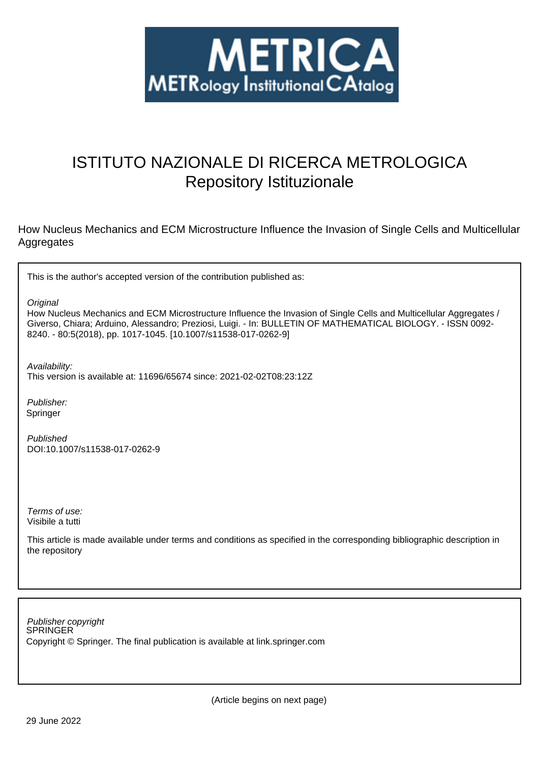METRICA

METRology Institutional CAtalog

# ISTITUTO NAZIONALE DI RICERCA METROLOGICA
Repository Istituzionale

How Nucleus Mechanics and ECM Microstructure Influence the Invasion of Single Cells and Multicellular Aggregates

This is the author's accepted version of the contribution published as:

*Original*
How Nucleus Mechanics and ECM Microstructure Influence the Invasion of Single Cells and Multicellular Aggregates / Giverso, Chiara; Arduino, Alessandro; Preziosi, Luigi. - In: BULLETIN OF MATHEMATICAL BIOLOGY. - ISSN 0092-8240. - 80:5(2018), pp. 1017-1045. [10.1007/s11538-017-0262-9]

*Availability:*
This version is available at: 11696/65674 since: 2021-02-02T08:23:12Z

*Publisher:*
Springer

*Published*
DOI:10.1007/s11538-017-0262-9

*Terms of use:*
Visibile a tutti

This article is made available under terms and conditions as specified in the corresponding bibliographic description in the repository

*Publisher copyright*
SPRINGER
Copyright © Springer. The final publication is available at link.springer.com

(Article begins on next page)

29 June 2022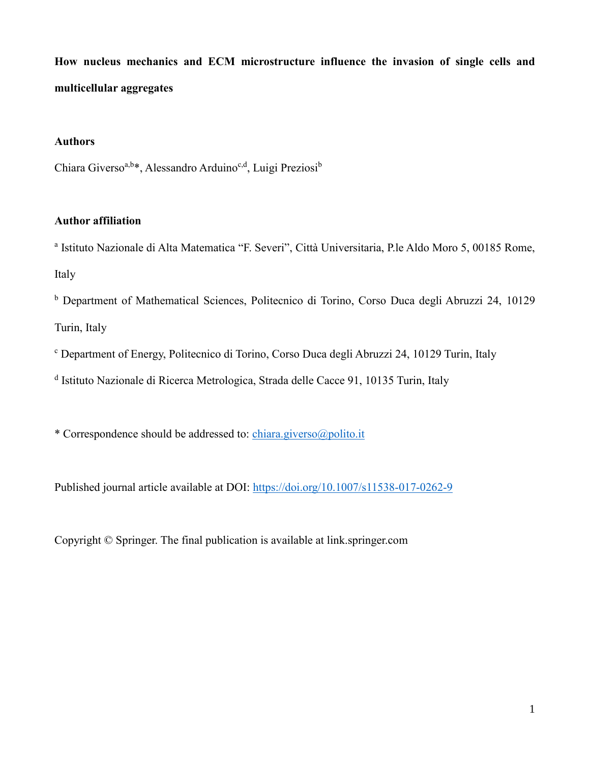**How nucleus mechanics and ECM microstructure influence the invasion of single cells and multicellular aggregates**

**Authors**

Chiara Giverso[a,b]*, Alessandro Arduino[c,d], Luigi Preziosi[b]

**Author affiliation**

[a] Istituto Nazionale di Alta Matematica "F. Severi", Città Universitaria, P.le Aldo Moro 5, 00185 Rome, Italy

[b] Department of Mathematical Sciences, Politecnico di Torino, Corso Duca degli Abruzzi 24, 10129 Turin, Italy

[c] Department of Energy, Politecnico di Torino, Corso Duca degli Abruzzi 24, 10129 Turin, Italy

[d] Istituto Nazionale di Ricerca Metrologica, Strada delle Cacce 91, 10135 Turin, Italy

* Correspondence should be addressed to: chiara.giverso@polito.it

Published journal article available at DOI: https://doi.org/10.1007/s11538-017-0262-9

Copyright © Springer. The final publication is available at link.springer.com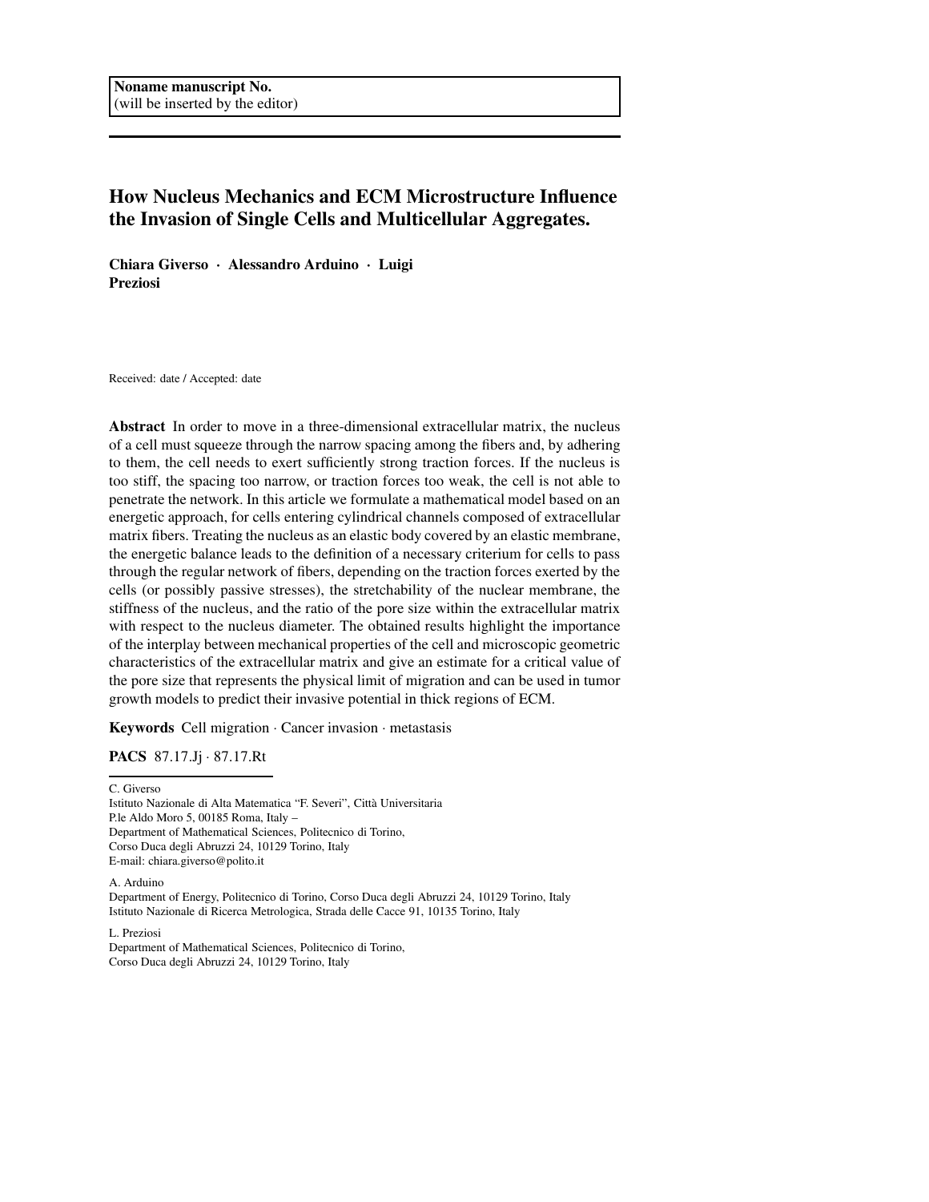Noname manuscript No.
(will be inserted by the editor)

# How Nucleus Mechanics and ECM Microstructure Influence the Invasion of Single Cells and Multicellular Aggregates.

**Chiara Giverso · Alessandro Arduino · Luigi Preziosi**

Received: date / Accepted: date

**Abstract** In order to move in a three-dimensional extracellular matrix, the nucleus of a cell must squeeze through the narrow spacing among the fibers and, by adhering to them, the cell needs to exert sufficiently strong traction forces. If the nucleus is too stiff, the spacing too narrow, or traction forces too weak, the cell is not able to penetrate the network. In this article we formulate a mathematical model based on an energetic approach, for cells entering cylindrical channels composed of extracellular matrix fibers. Treating the nucleus as an elastic body covered by an elastic membrane, the energetic balance leads to the definition of a necessary criterium for cells to pass through the regular network of fibers, depending on the traction forces exerted by the cells (or possibly passive stresses), the stretchability of the nuclear membrane, the stiffness of the nucleus, and the ratio of the pore size within the extracellular matrix with respect to the nucleus diameter. The obtained results highlight the importance of the interplay between mechanical properties of the cell and microscopic geometric characteristics of the extracellular matrix and give an estimate for a critical value of the pore size that represents the physical limit of migration and can be used in tumor growth models to predict their invasive potential in thick regions of ECM.

**Keywords** Cell migration · Cancer invasion · metastasis

**PACS** 87.17.Jj · 87.17.Rt

C. Giverso
Istituto Nazionale di Alta Matematica "F. Severi", Città Universitaria
P.le Aldo Moro 5, 00185 Roma, Italy –
Department of Mathematical Sciences, Politecnico di Torino,
Corso Duca degli Abruzzi 24, 10129 Torino, Italy
E-mail: chiara.giverso@polito.it

A. Arduino
Department of Energy, Politecnico di Torino, Corso Duca degli Abruzzi 24, 10129 Torino, Italy
Istituto Nazionale di Ricerca Metrologica, Strada delle Cacce 91, 10135 Torino, Italy

L. Preziosi
Department of Mathematical Sciences, Politecnico di Torino,
Corso Duca degli Abruzzi 24, 10129 Torino, Italy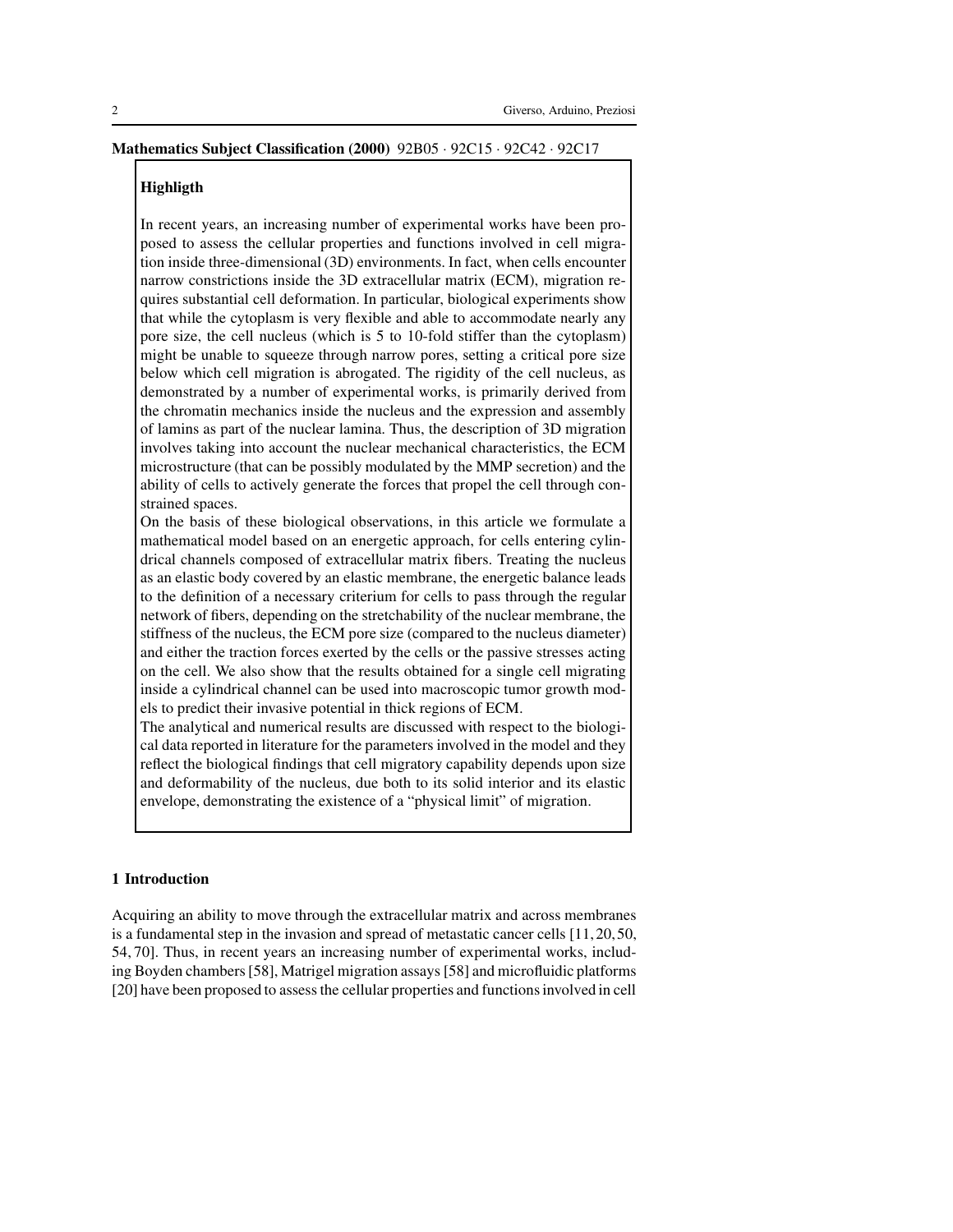**Mathematics Subject Classification (2000)** 92B05 · 92C15 · 92C42 · 92C17

**Highligth**

In recent years, an increasing number of experimental works have been proposed to assess the cellular properties and functions involved in cell migration inside three-dimensional (3D) environments. In fact, when cells encounter narrow constrictions inside the 3D extracellular matrix (ECM), migration requires substantial cell deformation. In particular, biological experiments show that while the cytoplasm is very flexible and able to accommodate nearly any pore size, the cell nucleus (which is 5 to 10-fold stiffer than the cytoplasm) might be unable to squeeze through narrow pores, setting a critical pore size below which cell migration is abrogated. The rigidity of the cell nucleus, as demonstrated by a number of experimental works, is primarily derived from the chromatin mechanics inside the nucleus and the expression and assembly of lamins as part of the nuclear lamina. Thus, the description of 3D migration involves taking into account the nuclear mechanical characteristics, the ECM microstructure (that can be possibly modulated by the MMP secretion) and the ability of cells to actively generate the forces that propel the cell through constrained spaces.

On the basis of these biological observations, in this article we formulate a mathematical model based on an energetic approach, for cells entering cylindrical channels composed of extracellular matrix fibers. Treating the nucleus as an elastic body covered by an elastic membrane, the energetic balance leads to the definition of a necessary criterium for cells to pass through the regular network of fibers, depending on the stretchability of the nuclear membrane, the stiffness of the nucleus, the ECM pore size (compared to the nucleus diameter) and either the traction forces exerted by the cells or the passive stresses acting on the cell. We also show that the results obtained for a single cell migrating inside a cylindrical channel can be used into macroscopic tumor growth models to predict their invasive potential in thick regions of ECM.

The analytical and numerical results are discussed with respect to the biological data reported in literature for the parameters involved in the model and they reflect the biological findings that cell migratory capability depends upon size and deformability of the nucleus, due both to its solid interior and its elastic envelope, demonstrating the existence of a "physical limit" of migration.

## 1 Introduction

Acquiring an ability to move through the extracellular matrix and across membranes is a fundamental step in the invasion and spread of metastatic cancer cells [11, 20, 50, 54, 70]. Thus, in recent years an increasing number of experimental works, including Boyden chambers [58], Matrigel migration assays [58] and microfluidic platforms [20] have been proposed to assess the cellular properties and functions involved in cell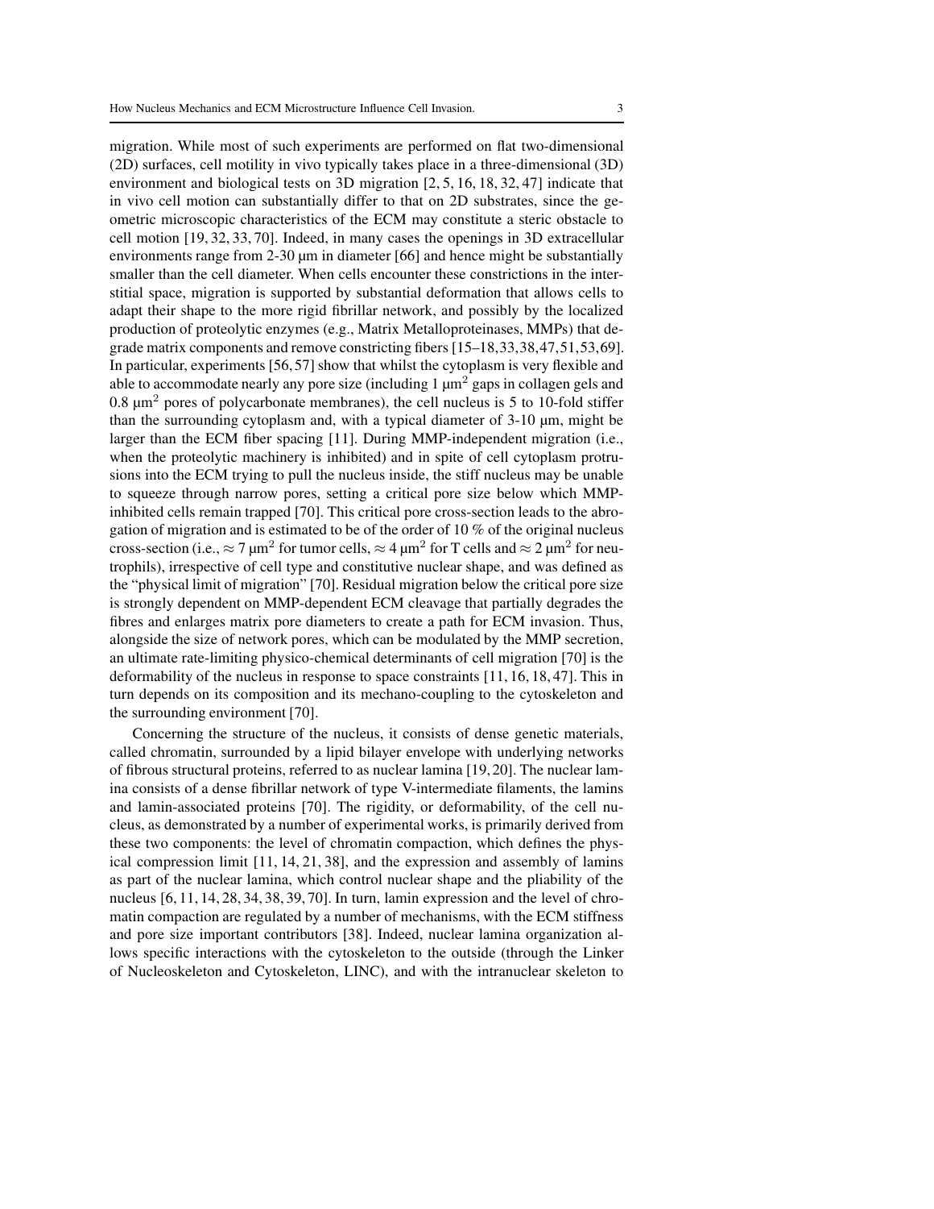migration. While most of such experiments are performed on flat two-dimensional (2D) surfaces, cell motility in vivo typically takes place in a three-dimensional (3D) environment and biological tests on 3D migration [2, 5, 16, 18, 32, 47] indicate that in vivo cell motion can substantially differ to that on 2D substrates, since the geometric microscopic characteristics of the ECM may constitute a steric obstacle to cell motion [19, 32, 33, 70]. Indeed, in many cases the openings in 3D extracellular environments range from 2-30 μm in diameter [66] and hence might be substantially smaller than the cell diameter. When cells encounter these constrictions in the interstitial space, migration is supported by substantial deformation that allows cells to adapt their shape to the more rigid fibrillar network, and possibly by the localized production of proteolytic enzymes (e.g., Matrix Metalloproteinases, MMPs) that degrade matrix components and remove constricting fibers [15–18,33,38,47,51,53,69]. In particular, experiments [56, 57] show that whilst the cytoplasm is very flexible and able to accommodate nearly any pore size (including 1 $\mu m^2$ gaps in collagen gels and 0.8 $\mu m^2$ pores of polycarbonate membranes), the cell nucleus is 5 to 10-fold stiffer than the surrounding cytoplasm and, with a typical diameter of 3-10 μm, might be larger than the ECM fiber spacing [11]. During MMP-independent migration (i.e., when the proteolytic machinery is inhibited) and in spite of cell cytoplasm protrusions into the ECM trying to pull the nucleus inside, the stiff nucleus may be unable to squeeze through narrow pores, setting a critical pore size below which MMP-inhibited cells remain trapped [70]. This critical pore cross-section leads to the abrogation of migration and is estimated to be of the order of 10 % of the original nucleus cross-section (i.e., $\approx 7$ $\mu m^2$ for tumor cells, $\approx 4$ $\mu m^2$ for T cells and $\approx 2$ $\mu m^2$ for neutrophils), irrespective of cell type and constitutive nuclear shape, and was defined as the "physical limit of migration" [70]. Residual migration below the critical pore size is strongly dependent on MMP-dependent ECM cleavage that partially degrades the fibres and enlarges matrix pore diameters to create a path for ECM invasion. Thus, alongside the size of network pores, which can be modulated by the MMP secretion, an ultimate rate-limiting physico-chemical determinants of cell migration [70] is the deformability of the nucleus in response to space constraints [11, 16, 18, 47]. This in turn depends on its composition and its mechano-coupling to the cytoskeleton and the surrounding environment [70].

Concerning the structure of the nucleus, it consists of dense genetic materials, called chromatin, surrounded by a lipid bilayer envelope with underlying networks of fibrous structural proteins, referred to as nuclear lamina [19, 20]. The nuclear lamina consists of a dense fibrillar network of type V-intermediate filaments, the lamins and lamin-associated proteins [70]. The rigidity, or deformability, of the cell nucleus, as demonstrated by a number of experimental works, is primarily derived from these two components: the level of chromatin compaction, which defines the physical compression limit [11, 14, 21, 38], and the expression and assembly of lamins as part of the nuclear lamina, which control nuclear shape and the pliability of the nucleus [6, 11, 14, 28, 34, 38, 39, 70]. In turn, lamin expression and the level of chromatin compaction are regulated by a number of mechanisms, with the ECM stiffness and pore size important contributors [38]. Indeed, nuclear lamina organization allows specific interactions with the cytoskeleton to the outside (through the Linker of Nucleoskeleton and Cytoskeleton, LINC), and with the intranuclear skeleton to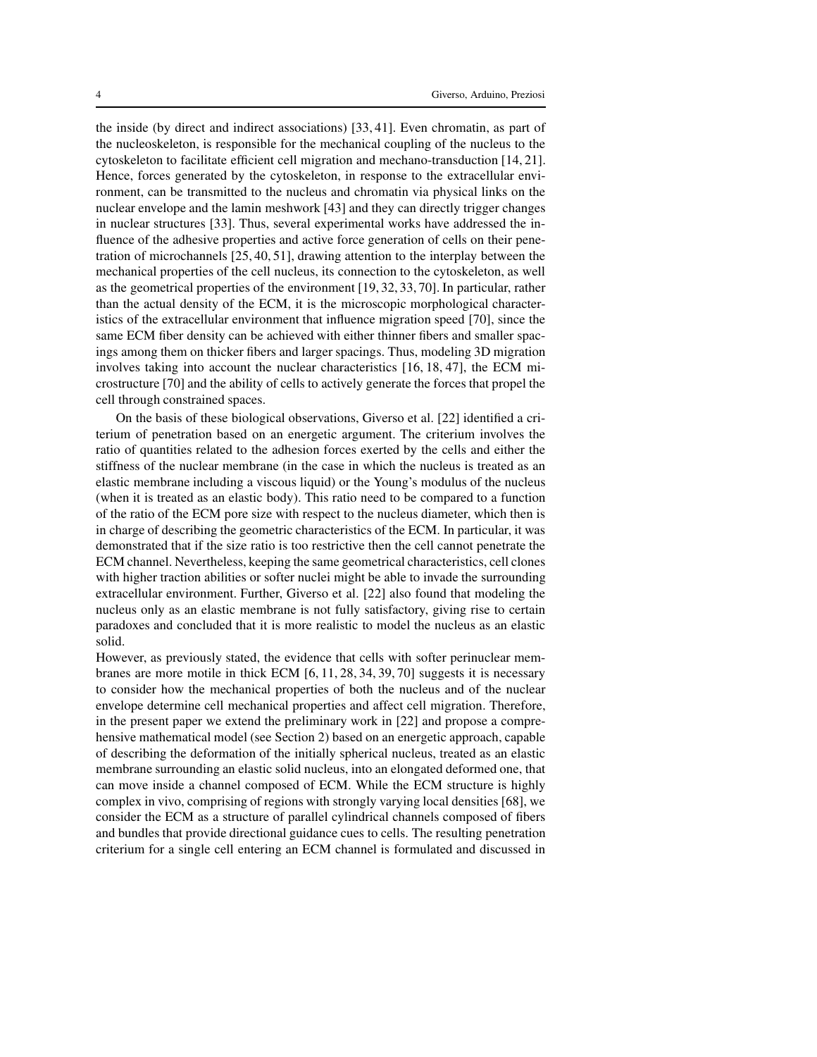the inside (by direct and indirect associations) [33, 41]. Even chromatin, as part of the nucleoskeleton, is responsible for the mechanical coupling of the nucleus to the cytoskeleton to facilitate efficient cell migration and mechano-transduction [14, 21]. Hence, forces generated by the cytoskeleton, in response to the extracellular environment, can be transmitted to the nucleus and chromatin via physical links on the nuclear envelope and the lamin meshwork [43] and they can directly trigger changes in nuclear structures [33]. Thus, several experimental works have addressed the influence of the adhesive properties and active force generation of cells on their penetration of microchannels [25, 40, 51], drawing attention to the interplay between the mechanical properties of the cell nucleus, its connection to the cytoskeleton, as well as the geometrical properties of the environment [19, 32, 33, 70]. In particular, rather than the actual density of the ECM, it is the microscopic morphological characteristics of the extracellular environment that influence migration speed [70], since the same ECM fiber density can be achieved with either thinner fibers and smaller spacings among them on thicker fibers and larger spacings. Thus, modeling 3D migration involves taking into account the nuclear characteristics [16, 18, 47], the ECM microstructure [70] and the ability of cells to actively generate the forces that propel the cell through constrained spaces.

On the basis of these biological observations, Giverso et al. [22] identified a criterium of penetration based on an energetic argument. The criterium involves the ratio of quantities related to the adhesion forces exerted by the cells and either the stiffness of the nuclear membrane (in the case in which the nucleus is treated as an elastic membrane including a viscous liquid) or the Young's modulus of the nucleus (when it is treated as an elastic body). This ratio need to be compared to a function of the ratio of the ECM pore size with respect to the nucleus diameter, which then is in charge of describing the geometric characteristics of the ECM. In particular, it was demonstrated that if the size ratio is too restrictive then the cell cannot penetrate the ECM channel. Nevertheless, keeping the same geometrical characteristics, cell clones with higher traction abilities or softer nuclei might be able to invade the surrounding extracellular environment. Further, Giverso et al. [22] also found that modeling the nucleus only as an elastic membrane is not fully satisfactory, giving rise to certain paradoxes and concluded that it is more realistic to model the nucleus as an elastic solid.

However, as previously stated, the evidence that cells with softer perinuclear membranes are more motile in thick ECM [6, 11, 28, 34, 39, 70] suggests it is necessary to consider how the mechanical properties of both the nucleus and of the nuclear envelope determine cell mechanical properties and affect cell migration. Therefore, in the present paper we extend the preliminary work in [22] and propose a comprehensive mathematical model (see Section 2) based on an energetic approach, capable of describing the deformation of the initially spherical nucleus, treated as an elastic membrane surrounding an elastic solid nucleus, into an elongated deformed one, that can move inside a channel composed of ECM. While the ECM structure is highly complex in vivo, comprising of regions with strongly varying local densities [68], we consider the ECM as a structure of parallel cylindrical channels composed of fibers and bundles that provide directional guidance cues to cells. The resulting penetration criterium for a single cell entering an ECM channel is formulated and discussed in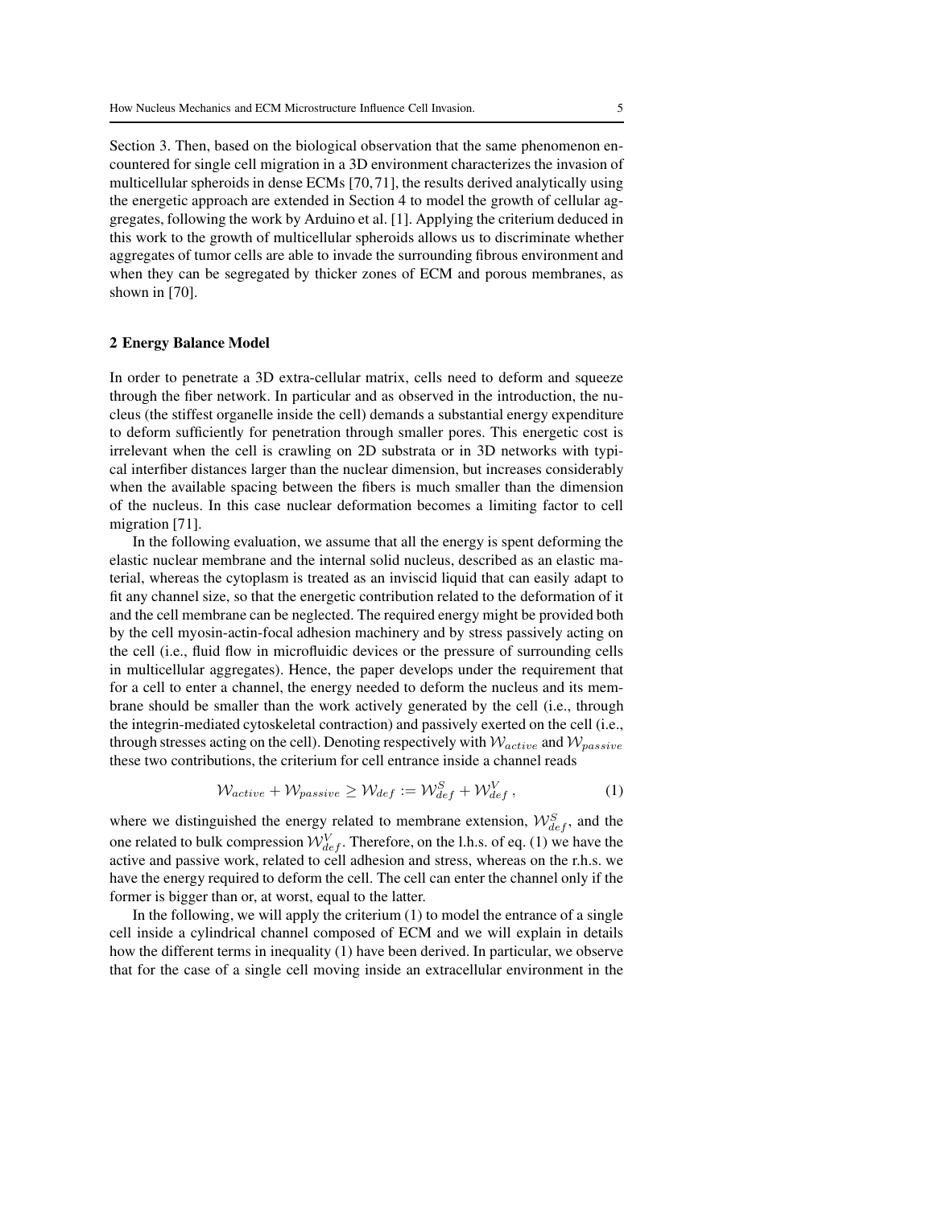Section 3. Then, based on the biological observation that the same phenomenon encountered for single cell migration in a 3D environment characterizes the invasion of multicellular spheroids in dense ECMs [70,71], the results derived analytically using the energetic approach are extended in Section 4 to model the growth of cellular aggregates, following the work by Arduino et al. [1]. Applying the criterium deduced in this work to the growth of multicellular spheroids allows us to discriminate whether aggregates of tumor cells are able to invade the surrounding fibrous environment and when they can be segregated by thicker zones of ECM and porous membranes, as shown in [70].

## 2 Energy Balance Model

In order to penetrate a 3D extra-cellular matrix, cells need to deform and squeeze through the fiber network. In particular and as observed in the introduction, the nucleus (the stiffest organelle inside the cell) demands a substantial energy expenditure to deform sufficiently for penetration through smaller pores. This energetic cost is irrelevant when the cell is crawling on 2D substrata or in 3D networks with typical interfiber distances larger than the nuclear dimension, but increases considerably when the available spacing between the fibers is much smaller than the dimension of the nucleus. In this case nuclear deformation becomes a limiting factor to cell migration [71].

In the following evaluation, we assume that all the energy is spent deforming the elastic nuclear membrane and the internal solid nucleus, described as an elastic material, whereas the cytoplasm is treated as an inviscid liquid that can easily adapt to fit any channel size, so that the energetic contribution related to the deformation of it and the cell membrane can be neglected. The required energy might be provided both by the cell myosin-actin-focal adhesion machinery and by stress passively acting on the cell (i.e., fluid flow in microfluidic devices or the pressure of surrounding cells in multicellular aggregates). Hence, the paper develops under the requirement that for a cell to enter a channel, the energy needed to deform the nucleus and its membrane should be smaller than the work actively generated by the cell (i.e., through the integrin-mediated cytoskeletal contraction) and passively exerted on the cell (i.e., through stresses acting on the cell). Denoting respectively with $\mathcal{W}_{active}$ and $\mathcal{W}_{passive}$ these two contributions, the criterium for cell entrance inside a channel reads

$$\mathcal{W}_{active} + \mathcal{W}_{passive} \geq \mathcal{W}_{def} := \mathcal{W}_{def}^{S} + \mathcal{W}_{def}^{V}\,, \tag{1}$$

where we distinguished the energy related to membrane extension, $\mathcal{W}_{def}^{S}$, and the one related to bulk compression $\mathcal{W}_{def}^{V}$. Therefore, on the l.h.s. of eq. (1) we have the active and passive work, related to cell adhesion and stress, whereas on the r.h.s. we have the energy required to deform the cell. The cell can enter the channel only if the former is bigger than or, at worst, equal to the latter.

In the following, we will apply the criterium (1) to model the entrance of a single cell inside a cylindrical channel composed of ECM and we will explain in details how the different terms in inequality (1) have been derived. In particular, we observe that for the case of a single cell moving inside an extracellular environment in the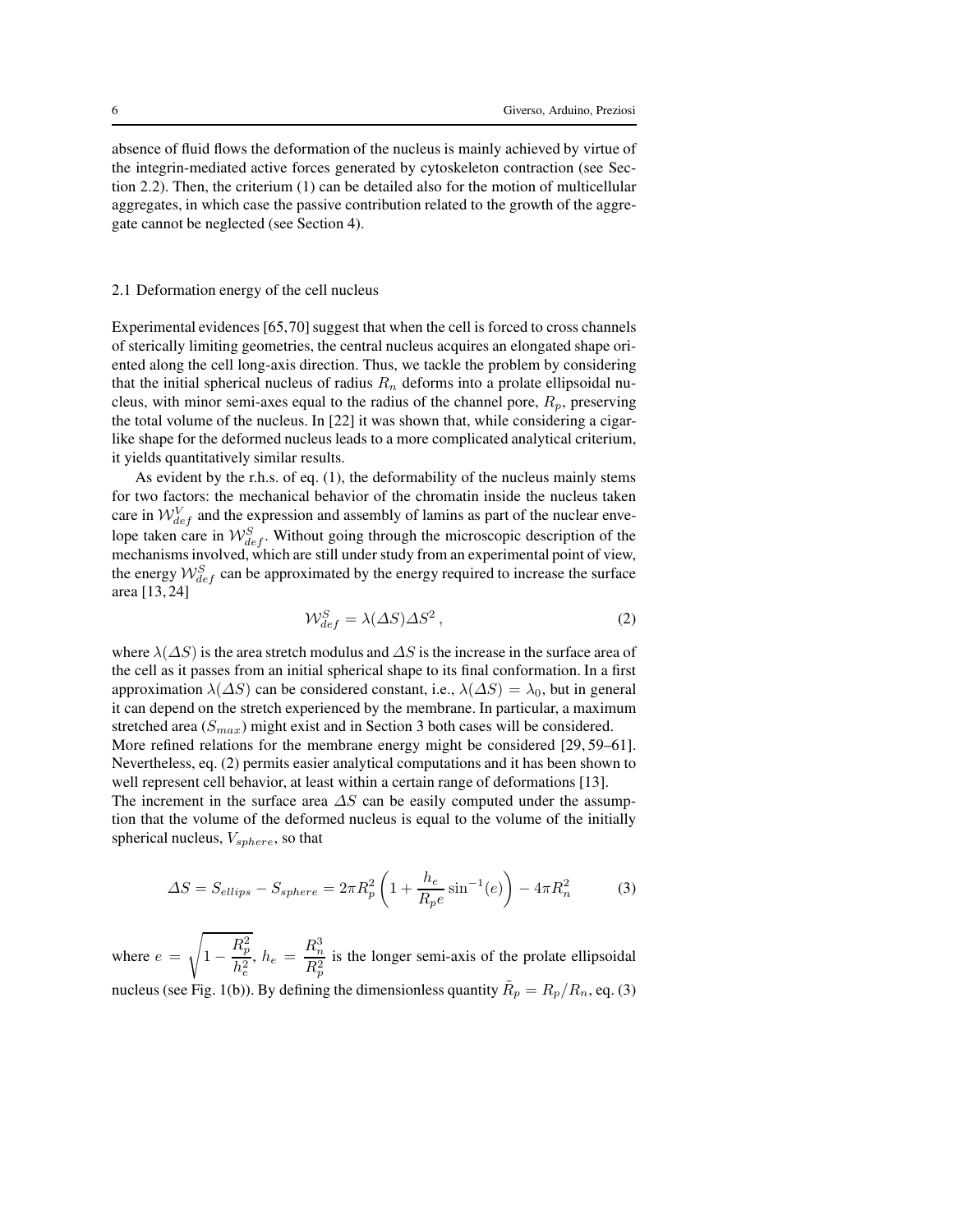absence of fluid flows the deformation of the nucleus is mainly achieved by virtue of the integrin-mediated active forces generated by cytoskeleton contraction (see Section 2.2). Then, the criterium (1) can be detailed also for the motion of multicellular aggregates, in which case the passive contribution related to the growth of the aggregate cannot be neglected (see Section 4).

### 2.1 Deformation energy of the cell nucleus

Experimental evidences [65, 70] suggest that when the cell is forced to cross channels of sterically limiting geometries, the central nucleus acquires an elongated shape oriented along the cell long-axis direction. Thus, we tackle the problem by considering that the initial spherical nucleus of radius $R_n$ deforms into a prolate ellipsoidal nucleus, with minor semi-axes equal to the radius of the channel pore, $R_p$, preserving the total volume of the nucleus. In [22] it was shown that, while considering a cigar-like shape for the deformed nucleus leads to a more complicated analytical criterium, it yields quantitatively similar results.

As evident by the r.h.s. of eq. (1), the deformability of the nucleus mainly stems for two factors: the mechanical behavior of the chromatin inside the nucleus taken care in $\mathcal{W}^V_{def}$ and the expression and assembly of lamins as part of the nuclear envelope taken care in $\mathcal{W}^S_{def}$. Without going through the microscopic description of the mechanisms involved, which are still under study from an experimental point of view, the energy $\mathcal{W}^S_{def}$ can be approximated by the energy required to increase the surface area [13, 24]

$$\mathcal{W}^S_{def} = \lambda(\Delta S)\Delta S^2 \,, \tag{2}$$

where $\lambda(\Delta S)$ is the area stretch modulus and $\Delta S$ is the increase in the surface area of the cell as it passes from an initial spherical shape to its final conformation. In a first approximation $\lambda(\Delta S)$ can be considered constant, i.e., $\lambda(\Delta S) = \lambda_0$, but in general it can depend on the stretch experienced by the membrane. In particular, a maximum stretched area ($S_{max}$) might exist and in Section 3 both cases will be considered.

More refined relations for the membrane energy might be considered [29, 59–61]. Nevertheless, eq. (2) permits easier analytical computations and it has been shown to well represent cell behavior, at least within a certain range of deformations [13].

The increment in the surface area $\Delta S$ can be easily computed under the assumption that the volume of the deformed nucleus is equal to the volume of the initially spherical nucleus, $V_{sphere}$, so that

$$\Delta S = S_{ellips} - S_{sphere} = 2\pi R_p^2 \left(1 + \frac{h_e}{R_p e} \sin^{-1}(e)\right) - 4\pi R_n^2 \tag{3}$$

where $e = \sqrt{1 - \dfrac{R_p^2}{h_e^2}}$, $h_e = \dfrac{R_n^3}{R_p^2}$ is the longer semi-axis of the prolate ellipsoidal nucleus (see Fig. 1(b)). By defining the dimensionless quantity $\tilde{R}_p = R_p/R_n$, eq. (3)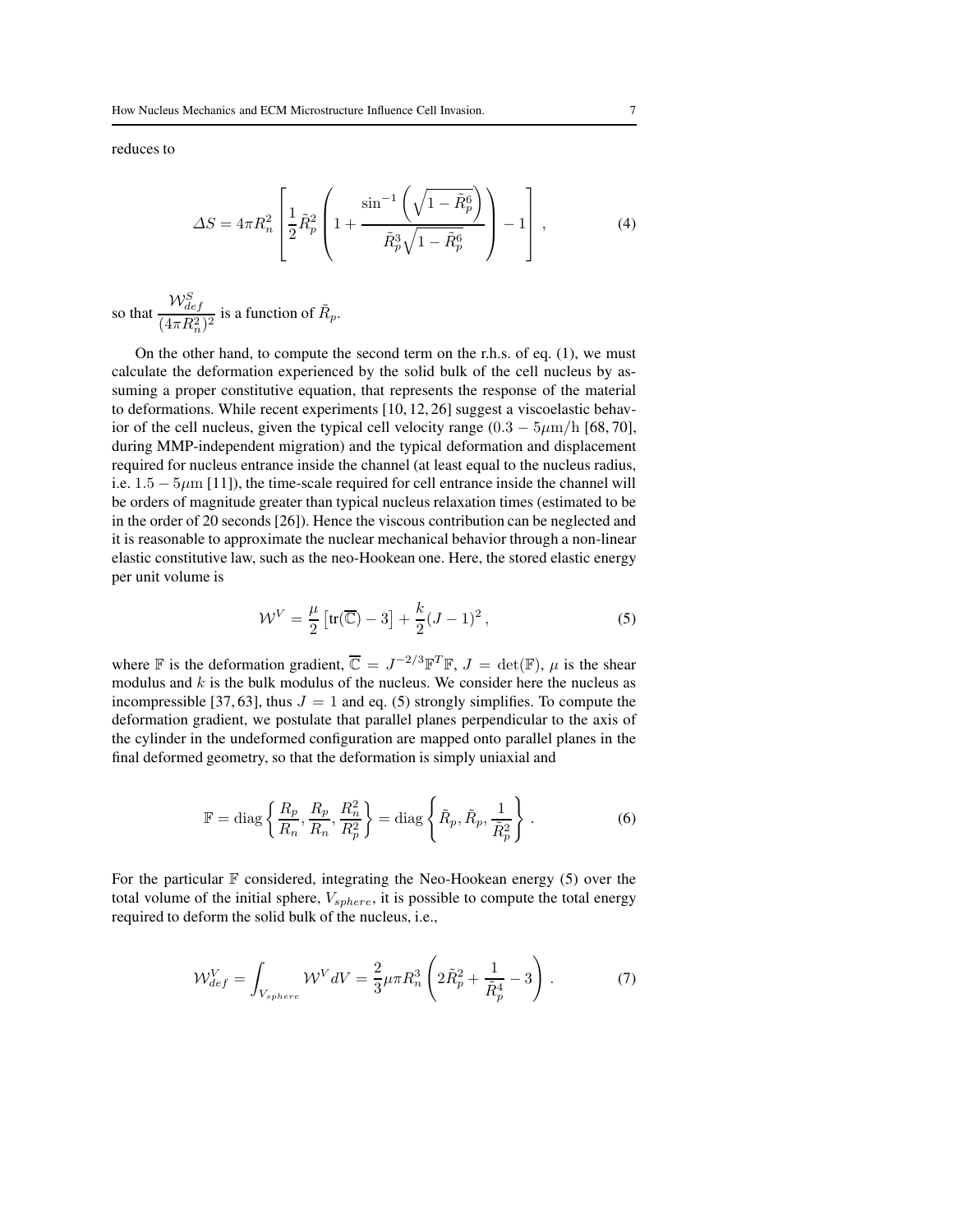reduces to

$$\Delta S = 4\pi R_n^2 \left[ \frac{1}{2} \tilde{R}_p^2 \left( 1 + \frac{\sin^{-1}\left(\sqrt{1-\tilde{R}_p^6}\right)}{\tilde{R}_p^3 \sqrt{1-\tilde{R}_p^6}} \right) - 1 \right], \tag{4}$$

so that $\dfrac{\mathcal{W}_{def}^S}{(4\pi R_n^2)^2}$ is a function of $\tilde{R}_p$.

On the other hand, to compute the second term on the r.h.s. of eq. (1), we must calculate the deformation experienced by the solid bulk of the cell nucleus by assuming a proper constitutive equation, that represents the response of the material to deformations. While recent experiments [10, 12, 26] suggest a viscoelastic behavior of the cell nucleus, given the typical cell velocity range ($0.3 - 5\mu\mathrm{m/h}$ [68, 70], during MMP-independent migration) and the typical deformation and displacement required for nucleus entrance inside the channel (at least equal to the nucleus radius, i.e. $1.5 - 5\mu\mathrm{m}$ [11]), the time-scale required for cell entrance inside the channel will be orders of magnitude greater than typical nucleus relaxation times (estimated to be in the order of 20 seconds [26]). Hence the viscous contribution can be neglected and it is reasonable to approximate the nuclear mechanical behavior through a non-linear elastic constitutive law, such as the neo-Hookean one. Here, the stored elastic energy per unit volume is

$$\mathcal{W}^V = \frac{\mu}{2}\left[\mathrm{tr}(\overline{\mathbb{C}}) - 3\right] + \frac{k}{2}(J-1)^2, \tag{5}$$

where $\mathbb{F}$ is the deformation gradient, $\overline{\mathbb{C}} = J^{-2/3}\mathbb{F}^T\mathbb{F}$, $J = \det(\mathbb{F})$, $\mu$ is the shear modulus and $k$ is the bulk modulus of the nucleus. We consider here the nucleus as incompressible [37, 63], thus $J = 1$ and eq. (5) strongly simplifies. To compute the deformation gradient, we postulate that parallel planes perpendicular to the axis of the cylinder in the undeformed configuration are mapped onto parallel planes in the final deformed geometry, so that the deformation is simply uniaxial and

$$\mathbb{F} = \mathrm{diag}\left\{ \frac{R_p}{R_n}, \frac{R_p}{R_n}, \frac{R_n^2}{R_p^2} \right\} = \mathrm{diag}\left\{ \tilde{R}_p, \tilde{R}_p, \frac{1}{\tilde{R}_p^2} \right\}. \tag{6}$$

For the particular $\mathbb{F}$ considered, integrating the Neo-Hookean energy (5) over the total volume of the initial sphere, $V_{sphere}$, it is possible to compute the total energy required to deform the solid bulk of the nucleus, i.e.,

$$\mathcal{W}_{def}^V = \int_{V_{sphere}} \mathcal{W}^V dV = \frac{2}{3}\mu\pi R_n^3 \left( 2\tilde{R}_p^2 + \frac{1}{\tilde{R}_p^4} - 3 \right). \tag{7}$$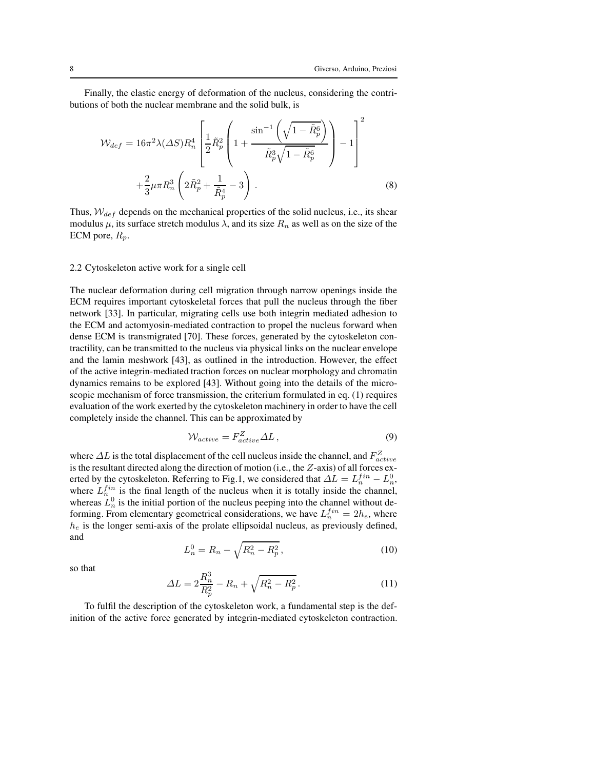Finally, the elastic energy of deformation of the nucleus, considering the contributions of both the nuclear membrane and the solid bulk, is

$$
\mathcal{W}_{def} = 16\pi^2 \lambda(\Delta S) R_n^4 \left[ \frac{1}{2}\tilde{R}_p^2 \left( 1 + \frac{\sin^{-1}\left(\sqrt{1-\tilde{R}_p^6}\right)}{\tilde{R}_p^3\sqrt{1-\tilde{R}_p^6}} \right) - 1 \right]^2 + \frac{2}{3}\mu\pi R_n^3 \left( 2\tilde{R}_p^2 + \frac{1}{\tilde{R}_p^4} - 3 \right) . \tag{8}
$$

Thus, $\mathcal{W}_{def}$ depends on the mechanical properties of the solid nucleus, i.e., its shear modulus $\mu$, its surface stretch modulus $\lambda$, and its size $R_n$ as well as on the size of the ECM pore, $R_p$.

### 2.2 Cytoskeleton active work for a single cell

The nuclear deformation during cell migration through narrow openings inside the ECM requires important cytoskeletal forces that pull the nucleus through the fiber network [33]. In particular, migrating cells use both integrin mediated adhesion to the ECM and actomyosin-mediated contraction to propel the nucleus forward when dense ECM is transmigrated [70]. These forces, generated by the cytoskeleton contractility, can be transmitted to the nucleus via physical links on the nuclear envelope and the lamin meshwork [43], as outlined in the introduction. However, the effect of the active integrin-mediated traction forces on nuclear morphology and chromatin dynamics remains to be explored [43]. Without going into the details of the microscopic mechanism of force transmission, the criterium formulated in eq. (1) requires evaluation of the work exerted by the cytoskeleton machinery in order to have the cell completely inside the channel. This can be approximated by

$$
\mathcal{W}_{active} = F^Z_{active}\Delta L\,, \tag{9}
$$

where $\Delta L$ is the total displacement of the cell nucleus inside the channel, and $F^Z_{active}$ is the resultant directed along the direction of motion (i.e., the $Z$-axis) of all forces exerted by the cytoskeleton. Referring to Fig.1, we considered that $\Delta L = L_n^{fin} - L_n^0$, where $L_n^{fin}$ is the final length of the nucleus when it is totally inside the channel, whereas $L_n^0$ is the initial portion of the nucleus peeping into the channel without deforming. From elementary geometrical considerations, we have $L_n^{fin} = 2h_e$, where $h_e$ is the longer semi-axis of the prolate ellipsoidal nucleus, as previously defined, and

$$
L_n^0 = R_n - \sqrt{R_n^2 - R_p^2}\,, \tag{10}
$$

so that

$$
\Delta L = 2\frac{R_n^3}{R_p^2} - R_n + \sqrt{R_n^2 - R_p^2}\,. \tag{11}
$$

To fulfil the description of the cytoskeleton work, a fundamental step is the definition of the active force generated by integrin-mediated cytoskeleton contraction.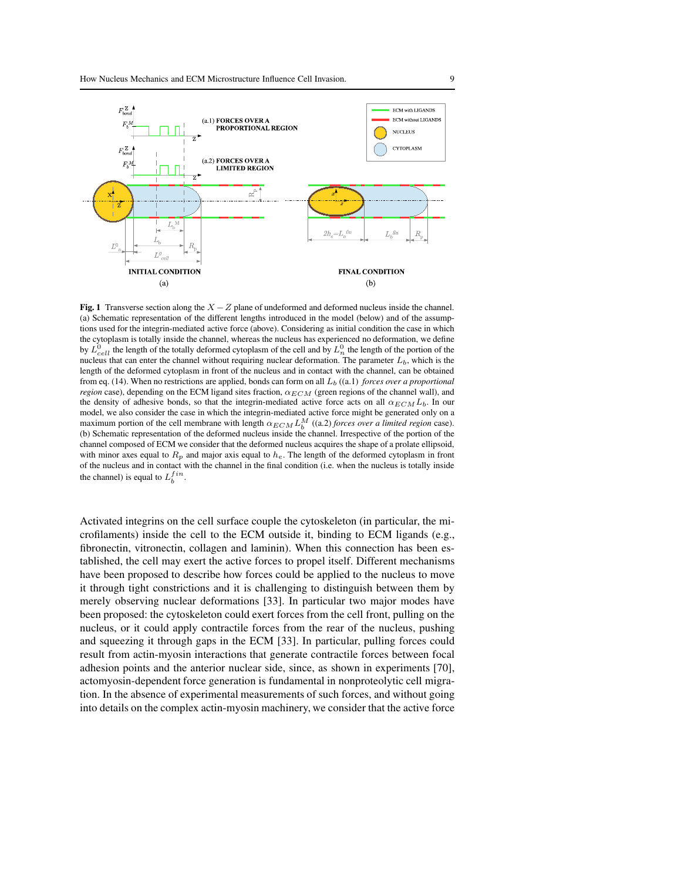**Fig. 1** Transverse section along the $X-Z$ plane of undeformed and deformed nucleus inside the channel. (a) Schematic representation of the different lengths introduced in the model (below) and of the assumptions used for the integrin-mediated active force (above). Considering as initial condition the case in which the cytoplasm is totally inside the channel, whereas the nucleus has experienced no deformation, we define by $L^0_{cell}$ the length of the totally deformed cytoplasm of the cell and by $L^0_n$ the length of the portion of the nucleus that can enter the channel without requiring nuclear deformation. The parameter $L_b$, which is the length of the deformed cytoplasm in front of the nucleus and in contact with the channel, can be obtained from eq. (14). When no restrictions are applied, bonds can form on all $L_b$ ((a.1) *forces over a proportional region* case), depending on the ECM ligand sites fraction, $\alpha_{ECM}$ (green regions of the channel wall), and the density of adhesive bonds, so that the integrin-mediated active force acts on all $\alpha_{ECM} L_b$. In our model, we also consider the case in which the integrin-mediated active force might be generated only on a maximum portion of the cell membrane with length $\alpha_{ECM} L^M_b$ ((a.2) *forces over a limited region* case). (b) Schematic representation of the deformed nucleus inside the channel. Irrespective of the portion of the channel composed of ECM we consider that the deformed nucleus acquires the shape of a prolate ellipsoid, with minor axes equal to $R_p$ and major axis equal to $h_e$. The length of the deformed cytoplasm in front of the nucleus and in contact with the channel in the final condition (i.e. when the nucleus is totally inside the channel) is equal to $L^{fin}_b$.

Activated integrins on the cell surface couple the cytoskeleton (in particular, the microfilaments) inside the cell to the ECM outside it, binding to ECM ligands (e.g., fibronectin, vitronectin, collagen and laminin). When this connection has been established, the cell may exert the active forces to propel itself. Different mechanisms have been proposed to describe how forces could be applied to the nucleus to move it through tight constrictions and it is challenging to distinguish between them by merely observing nuclear deformations [33]. In particular two major modes have been proposed: the cytoskeleton could exert forces from the cell front, pulling on the nucleus, or it could apply contractile forces from the rear of the nucleus, pushing and squeezing it through gaps in the ECM [33]. In particular, pulling forces could result from actin-myosin interactions that generate contractile forces between focal adhesion points and the anterior nuclear side, since, as shown in experiments [70], actomyosin-dependent force generation is fundamental in nonproteolytic cell migration. In the absence of experimental measurements of such forces, and without going into details on the complex actin-myosin machinery, we consider that the active force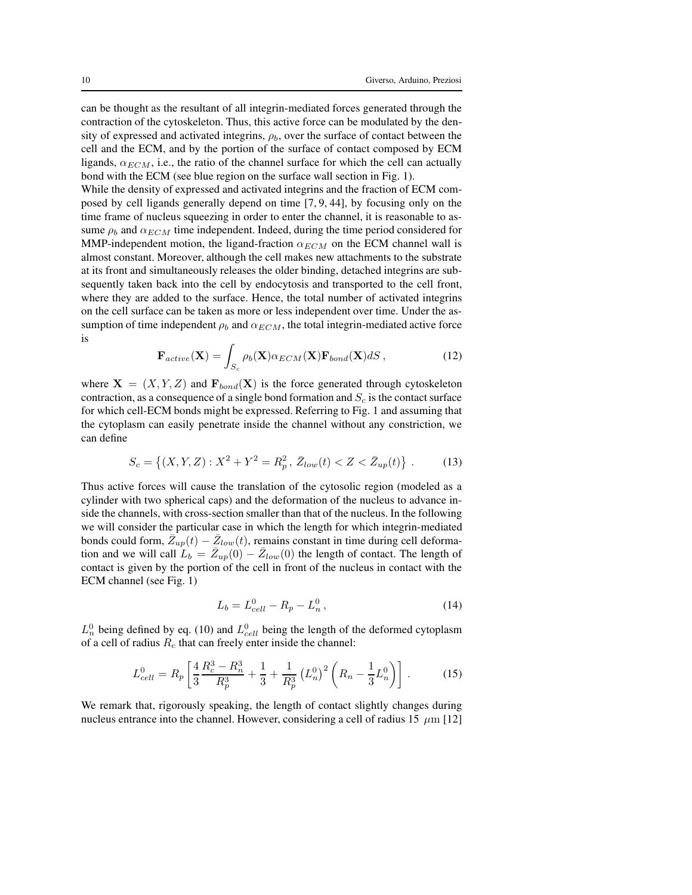can be thought as the resultant of all integrin-mediated forces generated through the contraction of the cytoskeleton. Thus, this active force can be modulated by the density of expressed and activated integrins, $\rho_b$, over the surface of contact between the cell and the ECM, and by the portion of the surface of contact composed by ECM ligands, $\alpha_{ECM}$, i.e., the ratio of the channel surface for which the cell can actually bond with the ECM (see blue region on the surface wall section in Fig. 1).

While the density of expressed and activated integrins and the fraction of ECM composed by cell ligands generally depend on time [7, 9, 44], by focusing only on the time frame of nucleus squeezing in order to enter the channel, it is reasonable to assume $\rho_b$ and $\alpha_{ECM}$ time independent. Indeed, during the time period considered for MMP-independent motion, the ligand-fraction $\alpha_{ECM}$ on the ECM channel wall is almost constant. Moreover, although the cell makes new attachments to the substrate at its front and simultaneously releases the older binding, detached integrins are subsequently taken back into the cell by endocytosis and transported to the cell front, where they are added to the surface. Hence, the total number of activated integrins on the cell surface can be taken as more or less independent over time. Under the assumption of time independent $\rho_b$ and $\alpha_{ECM}$, the total integrin-mediated active force is

$$\mathbf{F}_{active}(\mathbf{X}) = \int_{S_c} \rho_b(\mathbf{X})\alpha_{ECM}(\mathbf{X})\mathbf{F}_{bond}(\mathbf{X})dS\,, \tag{12}$$

where $\mathbf{X} = (X, Y, Z)$ and $\mathbf{F}_{bond}(\mathbf{X})$ is the force generated through cytoskeleton contraction, as a consequence of a single bond formation and $S_c$ is the contact surface for which cell-ECM bonds might be expressed. Referring to Fig. 1 and assuming that the cytoplasm can easily penetrate inside the channel without any constriction, we can define

$$S_c = \left\{(X, Y, Z) : X^2 + Y^2 = R_p^2\,,\; \bar{Z}_{low}(t) < Z < \bar{Z}_{up}(t)\right\}\,. \tag{13}$$

Thus active forces will cause the translation of the cytosolic region (modeled as a cylinder with two spherical caps) and the deformation of the nucleus to advance inside the channels, with cross-section smaller than that of the nucleus. In the following we will consider the particular case in which the length for which integrin-mediated bonds could form, $\bar{Z}_{up}(t) - \bar{Z}_{low}(t)$, remains constant in time during cell deformation and we will call $L_b = \bar{Z}_{up}(0) - \bar{Z}_{low}(0)$ the length of contact. The length of contact is given by the portion of the cell in front of the nucleus in contact with the ECM channel (see Fig. 1)

$$L_b = L^0_{cell} - R_p - L^0_n\,, \tag{14}$$

$L^0_n$ being defined by eq. (10) and $L^0_{cell}$ being the length of the deformed cytoplasm of a cell of radius $R_c$ that can freely enter inside the channel:

$$L^0_{cell} = R_p\left[\frac{4}{3}\frac{R_c^3 - R_n^3}{R_p^3} + \frac{1}{3} + \frac{1}{R_p^3}\left(L^0_n\right)^2\left(R_n - \frac{1}{3}L^0_n\right)\right]\,. \tag{15}$$

We remark that, rigorously speaking, the length of contact slightly changes during nucleus entrance into the channel. However, considering a cell of radius 15 $\mu$m [12]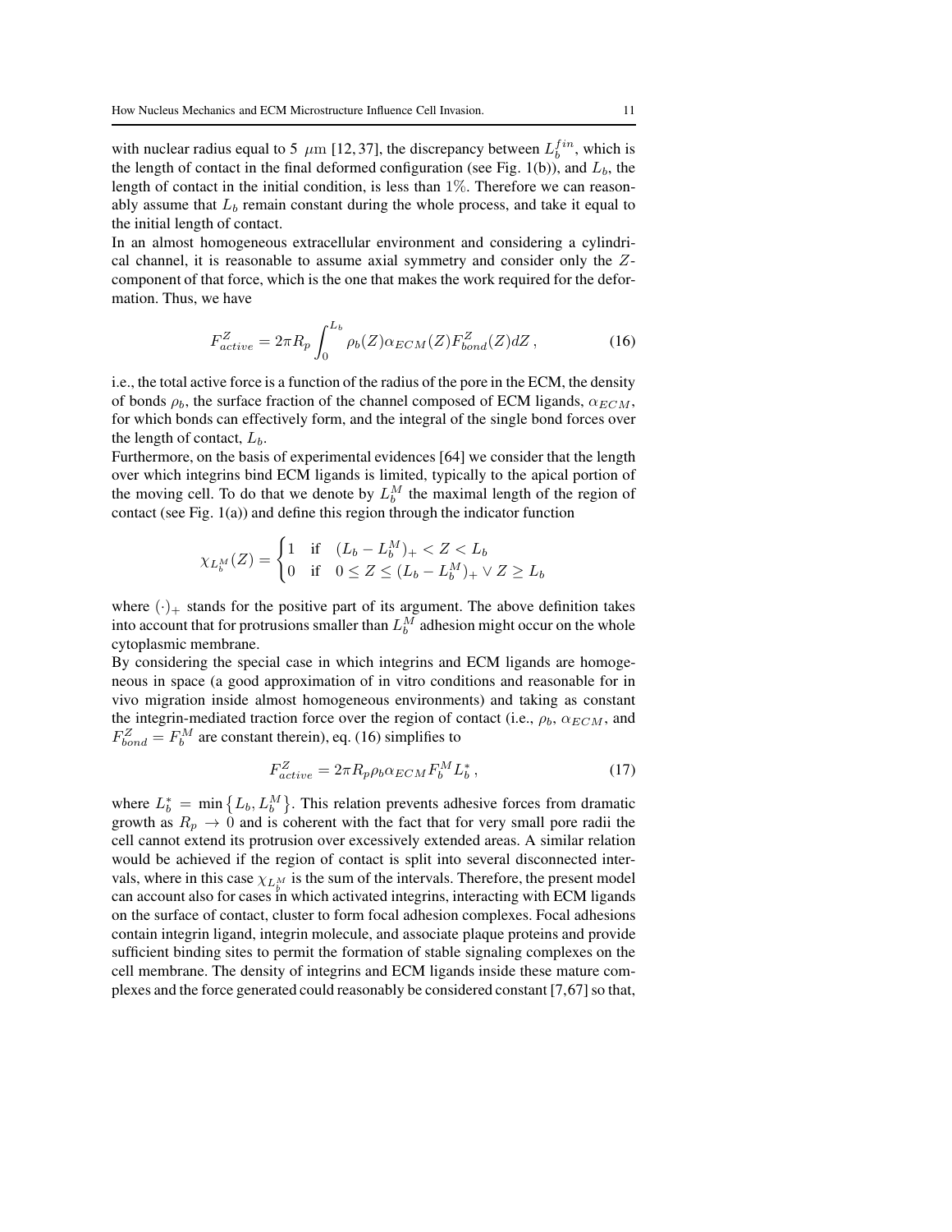with nuclear radius equal to 5 $\mu$m [12, 37], the discrepancy between $L_b^{fin}$, which is the length of contact in the final deformed configuration (see Fig. 1(b)), and $L_b$, the length of contact in the initial condition, is less than $1\%$. Therefore we can reasonably assume that $L_b$ remain constant during the whole process, and take it equal to the initial length of contact.

In an almost homogeneous extracellular environment and considering a cylindrical channel, it is reasonable to assume axial symmetry and consider only the $Z$-component of that force, which is the one that makes the work required for the deformation. Thus, we have

$$F_{active}^{Z} = 2\pi R_p \int_0^{L_b} \rho_b(Z)\alpha_{ECM}(Z) F_{bond}^{Z}(Z) dZ \,, \tag{16}$$

i.e., the total active force is a function of the radius of the pore in the ECM, the density of bonds $\rho_b$, the surface fraction of the channel composed of ECM ligands, $\alpha_{ECM}$, for which bonds can effectively form, and the integral of the single bond forces over the length of contact, $L_b$.

Furthermore, on the basis of experimental evidences [64] we consider that the length over which integrins bind ECM ligands is limited, typically to the apical portion of the moving cell. To do that we denote by $L_b^M$ the maximal length of the region of contact (see Fig. 1(a)) and define this region through the indicator function

$$\chi_{L_b^M}(Z) = \begin{cases} 1 & \text{if} \quad (L_b - L_b^M)_+ < Z < L_b \\ 0 & \text{if} \quad 0 \leq Z \leq (L_b - L_b^M)_+ \vee Z \geq L_b \end{cases}$$

where $(\cdot)_+$ stands for the positive part of its argument. The above definition takes into account that for protrusions smaller than $L_b^M$ adhesion might occur on the whole cytoplasmic membrane.

By considering the special case in which integrins and ECM ligands are homogeneous in space (a good approximation of in vitro conditions and reasonable for in vivo migration inside almost homogeneous environments) and taking as constant the integrin-mediated traction force over the region of contact (i.e., $\rho_b$, $\alpha_{ECM}$, and $F_{bond}^Z = F_b^M$ are constant therein), eq. (16) simplifies to

$$F_{active}^{Z} = 2\pi R_p \rho_b \alpha_{ECM} F_b^M L_b^* \,, \tag{17}$$

where $L_b^* = \min\{L_b, L_b^M\}$. This relation prevents adhesive forces from dramatic growth as $R_p \to 0$ and is coherent with the fact that for very small pore radii the cell cannot extend its protrusion over excessively extended areas. A similar relation would be achieved if the region of contact is split into several disconnected intervals, where in this case $\chi_{L_b^M}$ is the sum of the intervals. Therefore, the present model can account also for cases in which activated integrins, interacting with ECM ligands on the surface of contact, cluster to form focal adhesion complexes. Focal adhesions contain integrin ligand, integrin molecule, and associate plaque proteins and provide sufficient binding sites to permit the formation of stable signaling complexes on the cell membrane. The density of integrins and ECM ligands inside these mature complexes and the force generated could reasonably be considered constant [7, 67] so that,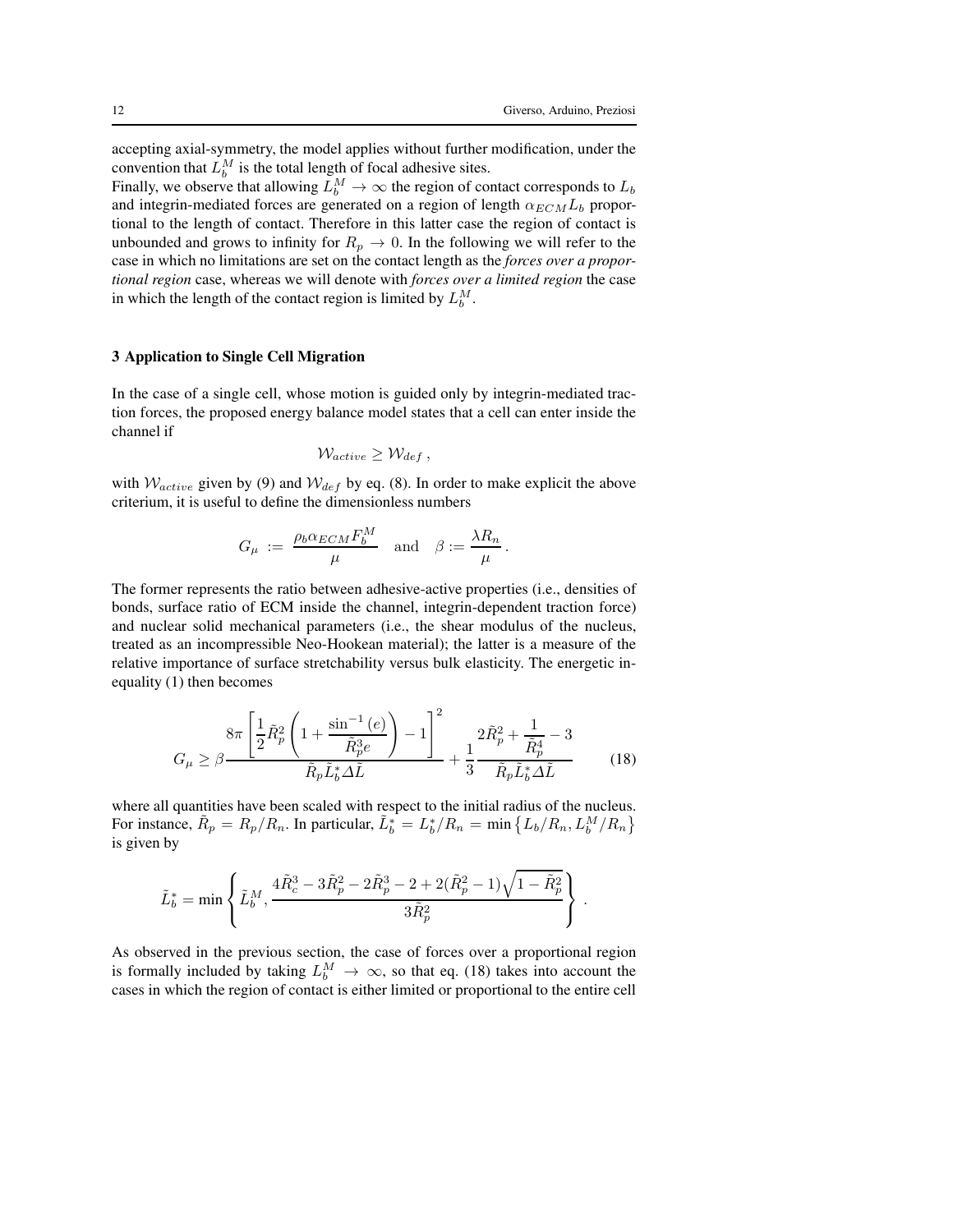accepting axial-symmetry, the model applies without further modification, under the convention that $L_b^M$ is the total length of focal adhesive sites.
Finally, we observe that allowing $L_b^M \to \infty$ the region of contact corresponds to $L_b$ and integrin-mediated forces are generated on a region of length $\alpha_{ECM} L_b$ proportional to the length of contact. Therefore in this latter case the region of contact is unbounded and grows to infinity for $R_p \to 0$. In the following we will refer to the case in which no limitations are set on the contact length as the *forces over a proportional region* case, whereas we will denote with *forces over a limited region* the case in which the length of the contact region is limited by $L_b^M$.

## 3 Application to Single Cell Migration

In the case of a single cell, whose motion is guided only by integrin-mediated traction forces, the proposed energy balance model states that a cell can enter inside the channel if

$$\mathcal{W}_{active} \geq \mathcal{W}_{def} \,,$$

with $\mathcal{W}_{active}$ given by (9) and $\mathcal{W}_{def}$ by eq. (8). In order to make explicit the above criterium, it is useful to define the dimensionless numbers

$$G_\mu := \frac{\rho_b \alpha_{ECM} F_b^M}{\mu} \quad \text{and} \quad \beta := \frac{\lambda R_n}{\mu} \,.$$

The former represents the ratio between adhesive-active properties (i.e., densities of bonds, surface ratio of ECM inside the channel, integrin-dependent traction force) and nuclear solid mechanical parameters (i.e., the shear modulus of the nucleus, treated as an incompressible Neo-Hookean material); the latter is a measure of the relative importance of surface stretchability versus bulk elasticity. The energetic inequality (1) then becomes

$$G_\mu \geq \beta \frac{8\pi \left[ \frac{1}{2} \tilde{R}_p^2 \left( 1 + \frac{\sin^{-1}(e)}{\tilde{R}_p^3 e} \right) - 1 \right]^2}{\tilde{R}_p \tilde{L}_b^* \Delta \tilde{L}} + \frac{1}{3} \frac{2\tilde{R}_p^2 + \frac{1}{\tilde{R}_p^4} - 3}{\tilde{R}_p \tilde{L}_b^* \Delta \tilde{L}} \tag{18}$$

where all quantities have been scaled with respect to the initial radius of the nucleus. For instance, $\tilde{R}_p = R_p / R_n$. In particular, $\tilde{L}_b^* = L_b^* / R_n = \min \left\{ L_b / R_n, L_b^M / R_n \right\}$ is given by

$$\tilde{L}_b^* = \min \left\{ \tilde{L}_b^M, \frac{4\tilde{R}_c^3 - 3\tilde{R}_p^2 - 2\tilde{R}_p^3 - 2 + 2(\tilde{R}_p^2 - 1)\sqrt{1 - \tilde{R}_p^2}}{3\tilde{R}_p^2} \right\} .$$

As observed in the previous section, the case of forces over a proportional region is formally included by taking $L_b^M \to \infty$, so that eq. (18) takes into account the cases in which the region of contact is either limited or proportional to the entire cell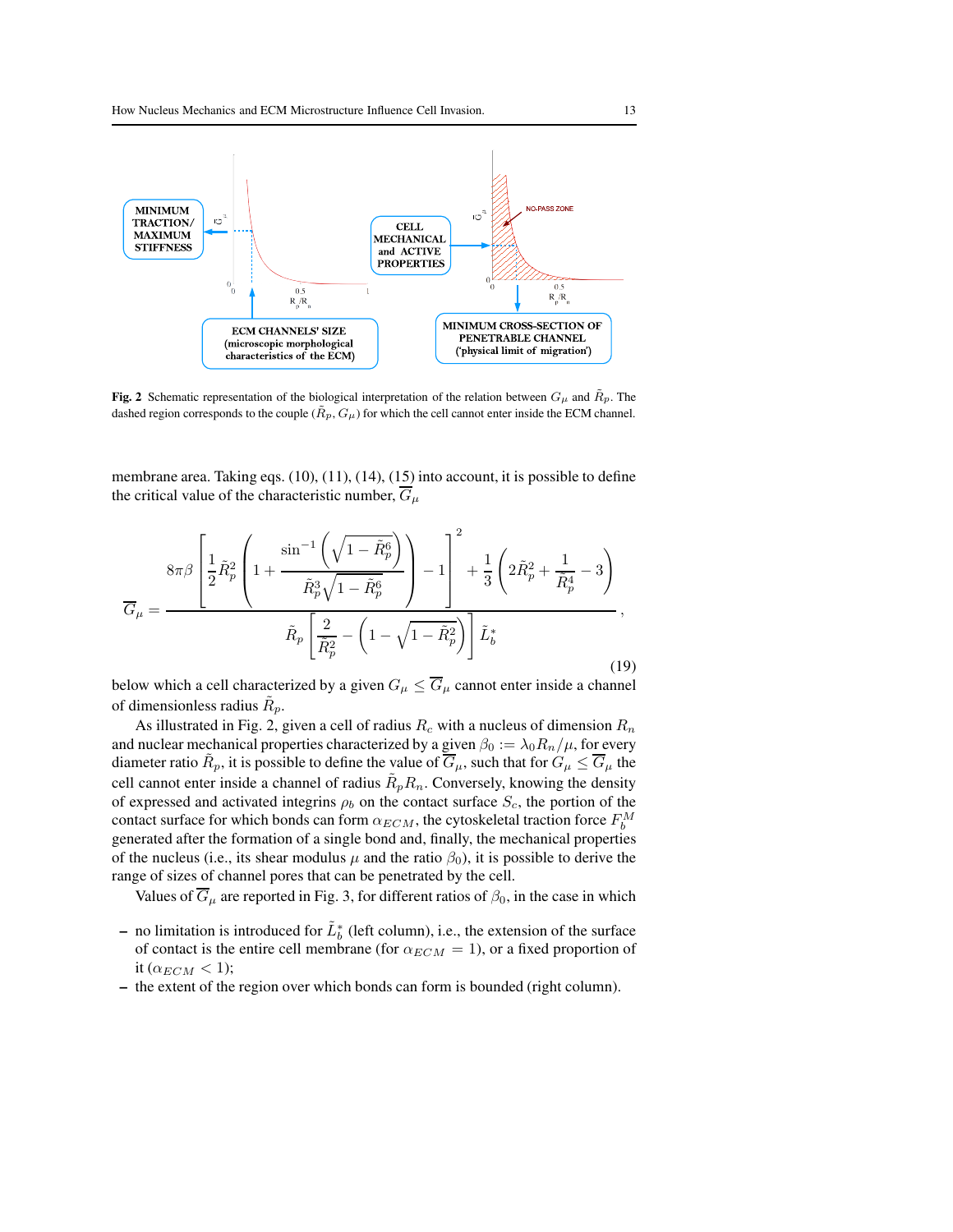MINIMUM TRACTION/ MAXIMUM STIFFNESS

CELL MECHANICAL and ACTIVE PROPERTIES

NO-PASS ZONE

ECM CHANNELS' SIZE (microscopic morphological characteristics of the ECM)

MINIMUM CROSS-SECTION OF PENETRABLE CHANNEL ('physical limit of migration')

**Fig. 2** Schematic representation of the biological interpretation of the relation between $G_\mu$ and $\tilde{R}_p$. The dashed region corresponds to the couple $(\tilde{R}_p, G_\mu)$ for which the cell cannot enter inside the ECM channel.

membrane area. Taking eqs. (10), (11), (14), (15) into account, it is possible to define the critical value of the characteristic number, $\overline{G}_\mu$

$$
\overline{G}_\mu = \frac{8\pi\beta\left[\frac{1}{2}\tilde{R}_p^2\left(1+\frac{\sin^{-1}\left(\sqrt{1-\tilde{R}_p^6}\right)}{\tilde{R}_p^3\sqrt{1-\tilde{R}_p^6}}\right)-1\right]^2+\frac{1}{3}\left(2\tilde{R}_p^2+\frac{1}{\tilde{R}_p^4}-3\right)}{\tilde{R}_p\left[\frac{2}{\tilde{R}_p^2}-\left(1-\sqrt{1-\tilde{R}_p^2}\right)\right]\tilde{L}_b^*}, \tag{19}
$$

below which a cell characterized by a given $G_\mu \leq \overline{G}_\mu$ cannot enter inside a channel of dimensionless radius $\tilde{R}_p$.

As illustrated in Fig. 2, given a cell of radius $R_c$ with a nucleus of dimension $R_n$ and nuclear mechanical properties characterized by a given $\beta_0 := \lambda_0 R_n/\mu$, for every diameter ratio $\tilde{R}_p$, it is possible to define the value of $\overline{G}_\mu$, such that for $G_\mu \leq \overline{G}_\mu$ the cell cannot enter inside a channel of radius $\tilde{R}_p R_n$. Conversely, knowing the density of expressed and activated integrins $\rho_b$ on the contact surface $S_c$, the portion of the contact surface for which bonds can form $\alpha_{ECM}$, the cytoskeletal traction force $F_b^M$ generated after the formation of a single bond and, finally, the mechanical properties of the nucleus (i.e., its shear modulus $\mu$ and the ratio $\beta_0$), it is possible to derive the range of sizes of channel pores that can be penetrated by the cell.

Values of $\overline{G}_\mu$ are reported in Fig. 3, for different ratios of $\beta_0$, in the case in which

- no limitation is introduced for $\tilde{L}_b^*$ (left column), i.e., the extension of the surface of contact is the entire cell membrane (for $\alpha_{ECM} = 1$), or a fixed proportion of it ($\alpha_{ECM} < 1$);
- the extent of the region over which bonds can form is bounded (right column).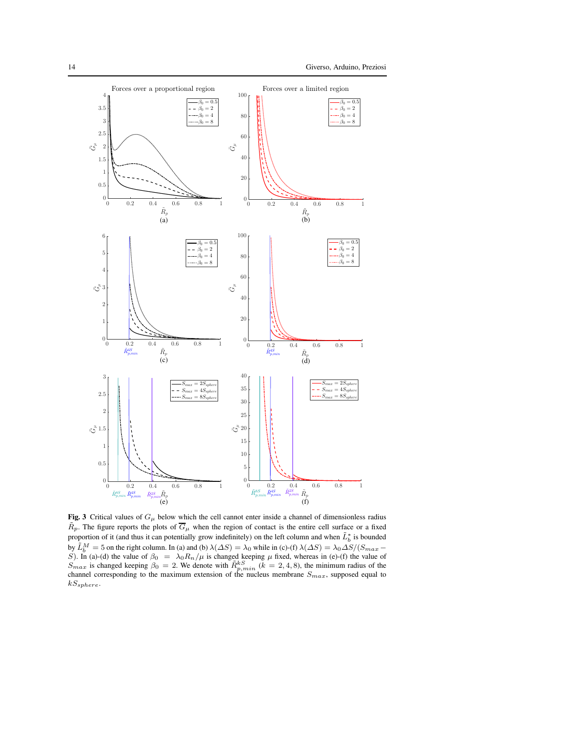**Fig. 3** Critical values of $G_\mu$ below which the cell cannot enter inside a channel of dimensionless radius $\tilde{R}_p$. The figure reports the plots of $\overline{G}_\mu$ when the region of contact is the entire cell surface or a fixed proportion of it (and thus it can potentially grow indefinitely) on the left column and when $\tilde{L}_b^*$ is bounded by $\tilde{L}_b^M = 5$ on the right column. In (a) and (b) $\lambda(\Delta S) = \lambda_0$ while in (c)-(f) $\lambda(\Delta S) = \lambda_0 \Delta S/(S_{max} - S)$. In (a)-(d) the value of $\beta_0 = \lambda_0 R_n/\mu$ is changed keeping $\mu$ fixed, whereas in (e)-(f) the value of $S_{max}$ is changed keeping $\beta_0 = 2$. We denote with $\tilde{R}^{kS}_{p,min}$ $(k = 2, 4, 8)$, the minimum radius of the channel corresponding to the maximum extension of the nucleus membrane $S_{max}$, supposed equal to $kS_{sphere}$.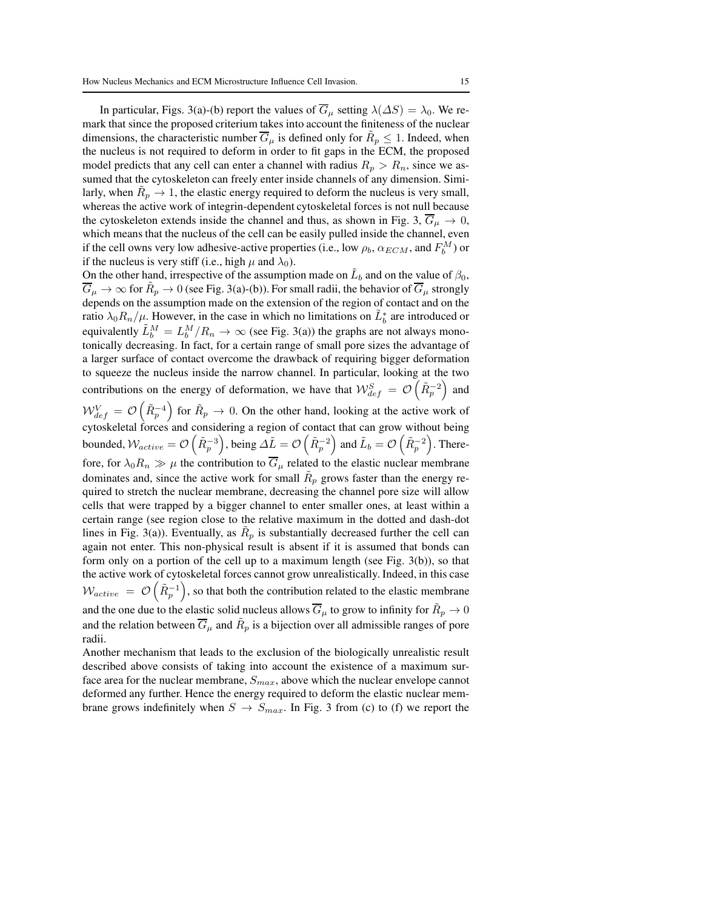In particular, Figs. 3(a)-(b) report the values of $\overline{G}_\mu$ setting $\lambda(\Delta S) = \lambda_0$. We remark that since the proposed criterium takes into account the finiteness of the nuclear dimensions, the characteristic number $\overline{G}_\mu$ is defined only for $\tilde{R}_p \leq 1$. Indeed, when the nucleus is not required to deform in order to fit gaps in the ECM, the proposed model predicts that any cell can enter a channel with radius $R_p > R_n$, since we assumed that the cytoskeleton can freely enter inside channels of any dimension. Similarly, when $\tilde{R}_p \to 1$, the elastic energy required to deform the nucleus is very small, whereas the active work of integrin-dependent cytoskeletal forces is not null because the cytoskeleton extends inside the channel and thus, as shown in Fig. 3, $\overline{G}_\mu \to 0$, which means that the nucleus of the cell can be easily pulled inside the channel, even if the cell owns very low adhesive-active properties (i.e., low $\rho_b$, $\alpha_{ECM}$, and $F_b^M$) or if the nucleus is very stiff (i.e., high $\mu$ and $\lambda_0$).

On the other hand, irrespective of the assumption made on $\tilde{L}_b$ and on the value of $\beta_0$, $\overline{G}_\mu \to \infty$ for $\tilde{R}_p \to 0$ (see Fig. 3(a)-(b)). For small radii, the behavior of $\overline{G}_\mu$ strongly depends on the assumption made on the extension of the region of contact and on the ratio $\lambda_0 R_n/\mu$. However, in the case in which no limitations on $\tilde{L}_b^*$ are introduced or equivalently $\tilde{L}_b^M = L_b^M/R_n \to \infty$ (see Fig. 3(a)) the graphs are not always monotonically decreasing. In fact, for a certain range of small pore sizes the advantage of a larger surface of contact overcome the drawback of requiring bigger deformation to squeeze the nucleus inside the narrow channel. In particular, looking at the two contributions on the energy of deformation, we have that $\mathcal{W}_{def}^S = \mathcal{O}\left(\tilde{R}_p^{-2}\right)$ and $\mathcal{W}_{def}^V = \mathcal{O}\left(\tilde{R}_p^{-4}\right)$ for $\tilde{R}_p \to 0$. On the other hand, looking at the active work of cytoskeletal forces and considering a region of contact that can grow without being bounded, $\mathcal{W}_{active} = \mathcal{O}\left(\tilde{R}_p^{-3}\right)$, being $\Delta\tilde{L} = \mathcal{O}\left(\tilde{R}_p^{-2}\right)$ and $\tilde{L}_b = \mathcal{O}\left(\tilde{R}_p^{-2}\right)$. Therefore, for $\lambda_0 R_n \gg \mu$ the contribution to $\overline{G}_\mu$ related to the elastic nuclear membrane dominates and, since the active work for small $\tilde{R}_p$ grows faster than the energy required to stretch the nuclear membrane, decreasing the channel pore size will allow cells that were trapped by a bigger channel to enter smaller ones, at least within a certain range (see region close to the relative maximum in the dotted and dash-dot lines in Fig. 3(a)). Eventually, as $\tilde{R}_p$ is substantially decreased further the cell can again not enter. This non-physical result is absent if it is assumed that bonds can form only on a portion of the cell up to a maximum length (see Fig. 3(b)), so that the active work of cytoskeletal forces cannot grow unrealistically. Indeed, in this case $\mathcal{W}_{active} = \mathcal{O}\left(\tilde{R}_p^{-1}\right)$, so that both the contribution related to the elastic membrane and the one due to the elastic solid nucleus allows $\overline{G}_\mu$ to grow to infinity for $\tilde{R}_p \to 0$ and the relation between $\overline{G}_\mu$ and $\tilde{R}_p$ is a bijection over all admissible ranges of pore radii.

Another mechanism that leads to the exclusion of the biologically unrealistic result described above consists of taking into account the existence of a maximum surface area for the nuclear membrane, $S_{max}$, above which the nuclear envelope cannot deformed any further. Hence the energy required to deform the elastic nuclear membrane grows indefinitely when $S \to S_{max}$. In Fig. 3 from (c) to (f) we report the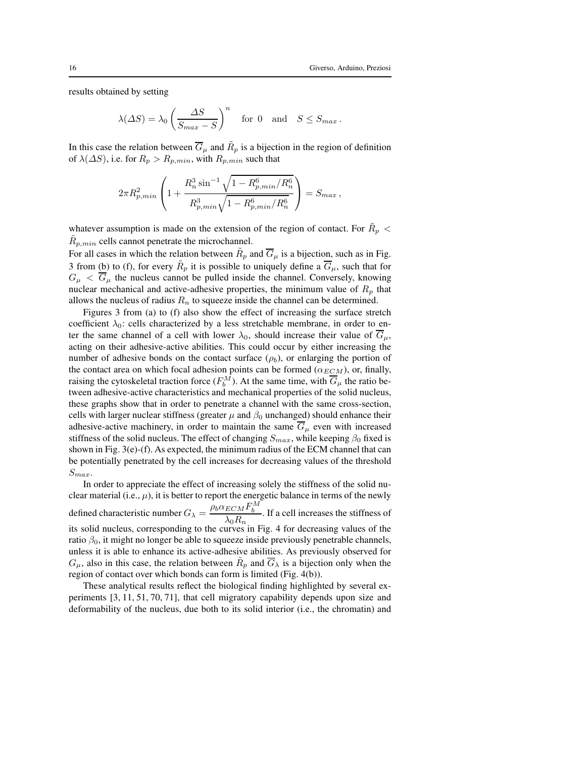results obtained by setting

$$\lambda(\Delta S) = \lambda_0 \left( \frac{\Delta S}{S_{max} - S} \right)^n \quad \text{for } 0 \quad \text{and} \quad S \leq S_{max} .$$

In this case the relation between $\overline{G}_\mu$ and $\tilde{R}_p$ is a bijection in the region of definition of $\lambda(\Delta S)$, i.e. for $R_p > R_{p,min}$, with $R_{p,min}$ such that

$$2\pi R_{p,min}^2 \left( 1 + \frac{R_n^3 \sin^{-1} \sqrt{1 - R_{p,min}^6 / R_n^6}}{R_{p,min}^3 \sqrt{1 - R_{p,min}^6 / R_n^6}} \right) = S_{max} ,$$

whatever assumption is made on the extension of the region of contact. For $\tilde{R}_p < \tilde{R}_{p,min}$ cells cannot penetrate the microchannel.

For all cases in which the relation between $\tilde{R}_p$ and $\overline{G}_\mu$ is a bijection, such as in Fig. 3 from (b) to (f), for every $\tilde{R}_p$ it is possible to uniquely define a $\overline{G}_\mu$, such that for $G_\mu < \overline{G}_\mu$ the nucleus cannot be pulled inside the channel. Conversely, knowing nuclear mechanical and active-adhesive properties, the minimum value of $R_p$ that allows the nucleus of radius $R_n$ to squeeze inside the channel can be determined.

Figures 3 from (a) to (f) also show the effect of increasing the surface stretch coefficient $\lambda_0$: cells characterized by a less stretchable membrane, in order to enter the same channel of a cell with lower $\lambda_0$, should increase their value of $\overline{G}_\mu$, acting on their adhesive-active abilities. This could occur by either increasing the number of adhesive bonds on the contact surface ($\rho_b$), or enlarging the portion of the contact area on which focal adhesion points can be formed ($\alpha_{ECM}$), or, finally, raising the cytoskeletal traction force ($F_b^M$). At the same time, with $\overline{G}_\mu$ the ratio between adhesive-active characteristics and mechanical properties of the solid nucleus, these graphs show that in order to penetrate a channel with the same cross-section, cells with larger nuclear stiffness (greater $\mu$ and $\beta_0$ unchanged) should enhance their adhesive-active machinery, in order to maintain the same $\overline{G}_\mu$ even with increased stiffness of the solid nucleus. The effect of changing $S_{max}$, while keeping $\beta_0$ fixed is shown in Fig. 3(e)-(f). As expected, the minimum radius of the ECM channel that can be potentially penetrated by the cell increases for decreasing values of the threshold $S_{max}$.

In order to appreciate the effect of increasing solely the stiffness of the solid nuclear material (i.e., $\mu$), it is better to report the energetic balance in terms of the newly defined characteristic number $G_\lambda = \dfrac{\rho_b \alpha_{ECM} F_b^M}{\lambda_0 R_n}$. If a cell increases the stiffness of its solid nucleus, corresponding to the curves in Fig. 4 for decreasing values of the ratio $\beta_0$, it might no longer be able to squeeze inside previously penetrable channels, unless it is able to enhance its active-adhesive abilities. As previously observed for $G_\mu$, also in this case, the relation between $\tilde{R}_p$ and $\overline{G}_\lambda$ is a bijection only when the region of contact over which bonds can form is limited (Fig. 4(b)).

These analytical results reflect the biological finding highlighted by several experiments [3, 11, 51, 70, 71], that cell migratory capability depends upon size and deformability of the nucleus, due both to its solid interior (i.e., the chromatin) and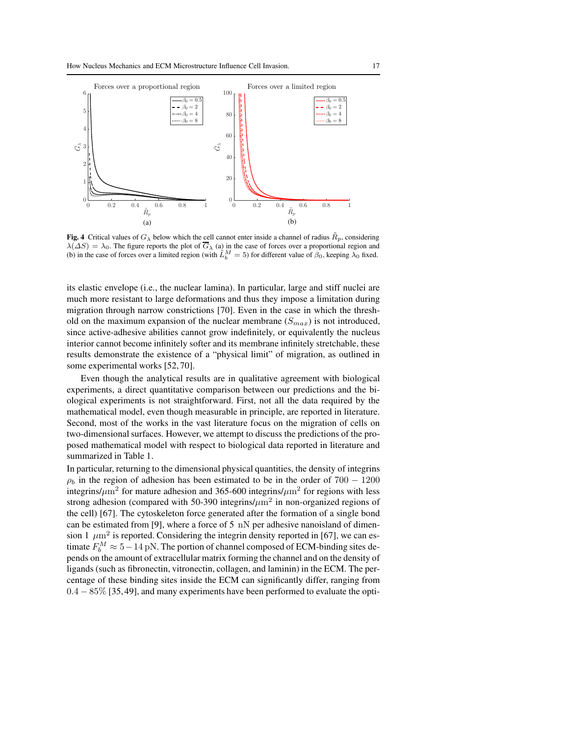**Fig. 4** Critical values of $G_\lambda$ below which the cell cannot enter inside a channel of radius $\tilde{R}_p$, considering $\lambda(\Delta S) = \lambda_0$. The figure reports the plot of $\overline{G}_\lambda$ (a) in the case of forces over a proportional region and (b) in the case of forces over a limited region (with $\tilde{L}_b^M = 5$) for different value of $\beta_0$, keeping $\lambda_0$ fixed.

its elastic envelope (i.e., the nuclear lamina). In particular, large and stiff nuclei are much more resistant to large deformations and thus they impose a limitation during migration through narrow constrictions [70]. Even in the case in which the threshold on the maximum expansion of the nuclear membrane ($S_{max}$) is not introduced, since active-adhesive abilities cannot grow indefinitely, or equivalently the nucleus interior cannot become infinitely softer and its membrane infinitely stretchable, these results demonstrate the existence of a "physical limit" of migration, as outlined in some experimental works [52, 70].

Even though the analytical results are in qualitative agreement with biological experiments, a direct quantitative comparison between our predictions and the biological experiments is not straightforward. First, not all the data required by the mathematical model, even though measurable in principle, are reported in literature. Second, most of the works in the vast literature focus on the migration of cells on two-dimensional surfaces. However, we attempt to discuss the predictions of the proposed mathematical model with respect to biological data reported in literature and summarized in Table 1.

In particular, returning to the dimensional physical quantities, the density of integrins $\rho_b$ in the region of adhesion has been estimated to be in the order of $700-1200$ integrins/$\mu$m$^2$ for mature adhesion and 365-600 integrins/$\mu$m$^2$ for regions with less strong adhesion (compared with 50-390 integrins/$\mu$m$^2$ in non-organized regions of the cell) [67]. The cytoskeleton force generated after the formation of a single bond can be estimated from [9], where a force of 5 nN per adhesive nanoisland of dimension 1 $\mu$m$^2$ is reported. Considering the integrin density reported in [67], we can estimate $F_b^M \approx 5-14$ pN. The portion of channel composed of ECM-binding sites depends on the amount of extracellular matrix forming the channel and on the density of ligands (such as fibronectin, vitronectin, collagen, and laminin) in the ECM. The percentage of these binding sites inside the ECM can significantly differ, ranging from $0.4-85\%$ [35, 49], and many experiments have been performed to evaluate the opti-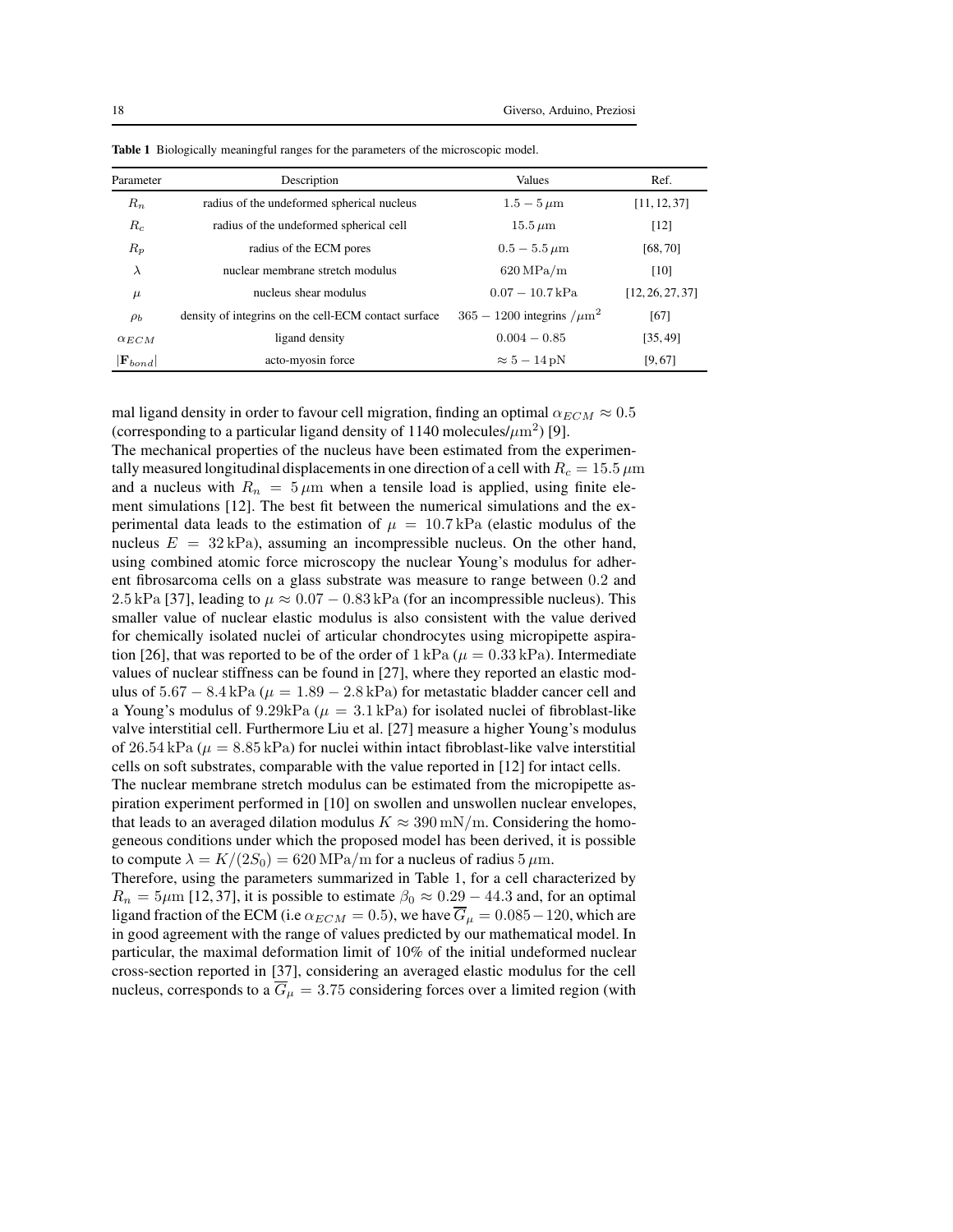**Table 1** Biologically meaningful ranges for the parameters of the microscopic model.

| Parameter | Description | Values | Ref. |
|---|---|---|---|
| $R_n$ | radius of the undeformed spherical nucleus | $1.5-5\,\mu\mathrm{m}$ | [11, 12, 37] |
| $R_c$ | radius of the undeformed spherical cell | $15.5\,\mu\mathrm{m}$ | [12] |
| $R_p$ | radius of the ECM pores | $0.5-5.5\,\mu\mathrm{m}$ | [68, 70] |
| $\lambda$ | nuclear membrane stretch modulus | $620\,\mathrm{MPa/m}$ | [10] |
| $\mu$ | nucleus shear modulus | $0.07-10.7\,\mathrm{kPa}$ | [12, 26, 27, 37] |
| $\rho_b$ | density of integrins on the cell-ECM contact surface | $365-1200$ integrins $/\mu\mathrm{m}^2$ | [67] |
| $\alpha_{ECM}$ | ligand density | $0.004-0.85$ | [35, 49] |
| $\lvert\mathbf{F}_{bond}\rvert$ | acto-myosin force | $\approx 5-14\,\mathrm{pN}$ | [9, 67] |

mal ligand density in order to favour cell migration, finding an optimal $\alpha_{ECM} \approx 0.5$ (corresponding to a particular ligand density of 1140 molecules/$\mu\mathrm{m}^2$) [9].
The mechanical properties of the nucleus have been estimated from the experimentally measured longitudinal displacements in one direction of a cell with $R_c = 15.5\,\mu\mathrm{m}$ and a nucleus with $R_n = 5\,\mu\mathrm{m}$ when a tensile load is applied, using finite element simulations [12]. The best fit between the numerical simulations and the experimental data leads to the estimation of $\mu = 10.7\,\mathrm{kPa}$ (elastic modulus of the nucleus $E = 32\,\mathrm{kPa}$), assuming an incompressible nucleus. On the other hand, using combined atomic force microscopy the nuclear Young's modulus for adherent fibrosarcoma cells on a glass substrate was measure to range between $0.2$ and $2.5\,\mathrm{kPa}$ [37], leading to $\mu \approx 0.07-0.83\,\mathrm{kPa}$ (for an incompressible nucleus). This smaller value of nuclear elastic modulus is also consistent with the value derived for chemically isolated nuclei of articular chondrocytes using micropipette aspiration [26], that was reported to be of the order of $1\,\mathrm{kPa}$ ($\mu = 0.33\,\mathrm{kPa}$). Intermediate values of nuclear stiffness can be found in [27], where they reported an elastic modulus of $5.67-8.4\,\mathrm{kPa}$ ($\mu = 1.89-2.8\,\mathrm{kPa}$) for metastatic bladder cancer cell and a Young's modulus of $9.29\mathrm{kPa}$ ($\mu = 3.1\,\mathrm{kPa}$) for isolated nuclei of fibroblast-like valve interstitial cell. Furthermore Liu et al. [27] measure a higher Young's modulus of $26.54\,\mathrm{kPa}$ ($\mu = 8.85\,\mathrm{kPa}$) for nuclei within intact fibroblast-like valve interstitial cells on soft substrates, comparable with the value reported in [12] for intact cells.
The nuclear membrane stretch modulus can be estimated from the micropipette aspiration experiment performed in [10] on swollen and unswollen nuclear envelopes, that leads to an averaged dilation modulus $K \approx 390\,\mathrm{mN/m}$. Considering the homogeneous conditions under which the proposed model has been derived, it is possible to compute $\lambda = K/(2S_0) = 620\,\mathrm{MPa/m}$ for a nucleus of radius $5\,\mu\mathrm{m}$.
Therefore, using the parameters summarized in Table 1, for a cell characterized by $R_n = 5\mu\mathrm{m}$ [12, 37], it is possible to estimate $\beta_0 \approx 0.29-44.3$ and, for an optimal ligand fraction of the ECM (i.e $\alpha_{ECM} = 0.5$), we have $\overline{G}_\mu = 0.085-120$, which are in good agreement with the range of values predicted by our mathematical model. In particular, the maximal deformation limit of 10% of the initial undeformed nuclear cross-section reported in [37], considering an averaged elastic modulus for the cell nucleus, corresponds to a $\overline{G}_\mu = 3.75$ considering forces over a limited region (with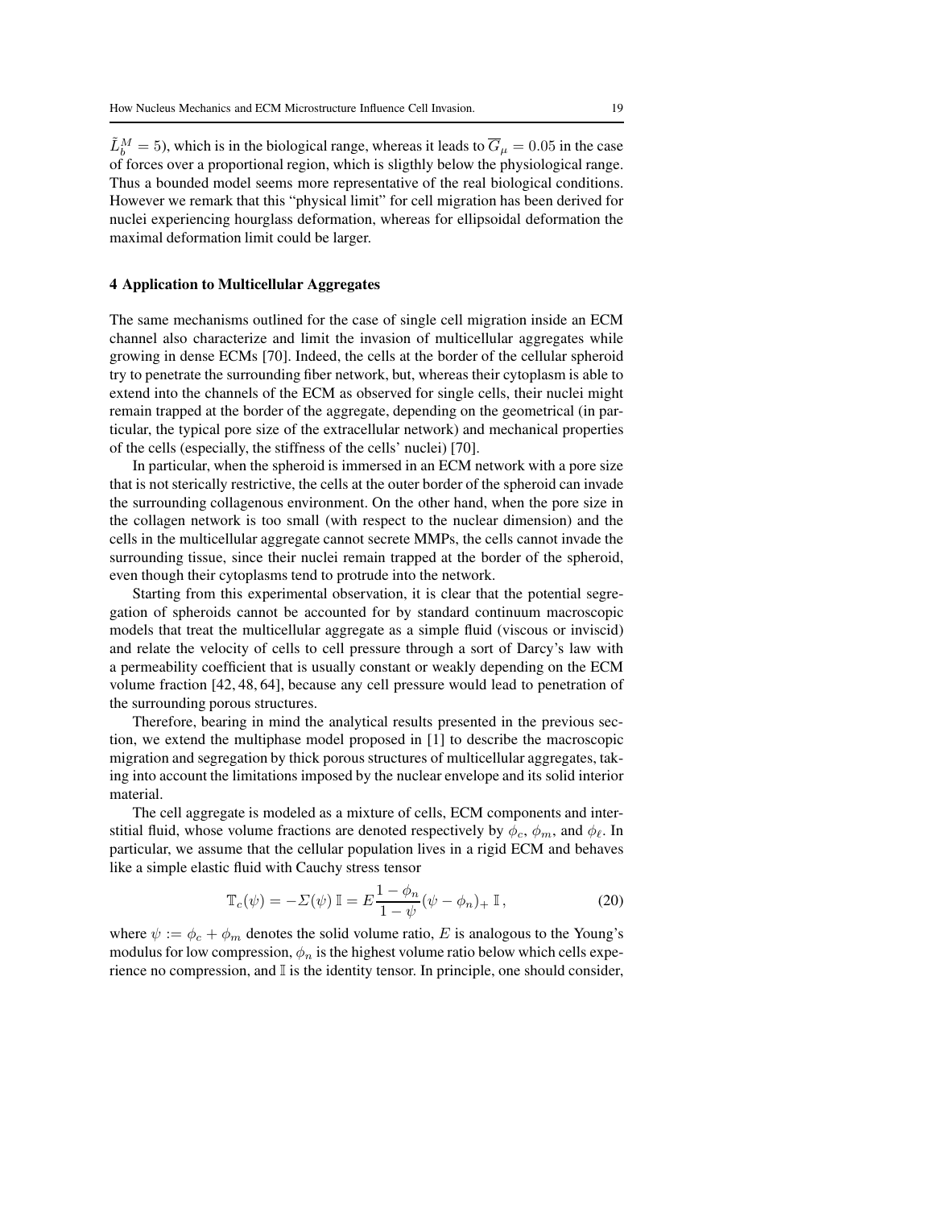$\tilde{L}_b^M = 5$), which is in the biological range, whereas it leads to $\overline{G}_\mu = 0.05$ in the case of forces over a proportional region, which is sligthly below the physiological range. Thus a bounded model seems more representative of the real biological conditions. However we remark that this "physical limit" for cell migration has been derived for nuclei experiencing hourglass deformation, whereas for ellipsoidal deformation the maximal deformation limit could be larger.

## 4 Application to Multicellular Aggregates

The same mechanisms outlined for the case of single cell migration inside an ECM channel also characterize and limit the invasion of multicellular aggregates while growing in dense ECMs [70]. Indeed, the cells at the border of the cellular spheroid try to penetrate the surrounding fiber network, but, whereas their cytoplasm is able to extend into the channels of the ECM as observed for single cells, their nuclei might remain trapped at the border of the aggregate, depending on the geometrical (in particular, the typical pore size of the extracellular network) and mechanical properties of the cells (especially, the stiffness of the cells' nuclei) [70].

In particular, when the spheroid is immersed in an ECM network with a pore size that is not sterically restrictive, the cells at the outer border of the spheroid can invade the surrounding collagenous environment. On the other hand, when the pore size in the collagen network is too small (with respect to the nuclear dimension) and the cells in the multicellular aggregate cannot secrete MMPs, the cells cannot invade the surrounding tissue, since their nuclei remain trapped at the border of the spheroid, even though their cytoplasms tend to protrude into the network.

Starting from this experimental observation, it is clear that the potential segregation of spheroids cannot be accounted for by standard continuum macroscopic models that treat the multicellular aggregate as a simple fluid (viscous or inviscid) and relate the velocity of cells to cell pressure through a sort of Darcy's law with a permeability coefficient that is usually constant or weakly depending on the ECM volume fraction [42, 48, 64], because any cell pressure would lead to penetration of the surrounding porous structures.

Therefore, bearing in mind the analytical results presented in the previous section, we extend the multiphase model proposed in [1] to describe the macroscopic migration and segregation by thick porous structures of multicellular aggregates, taking into account the limitations imposed by the nuclear envelope and its solid interior material.

The cell aggregate is modeled as a mixture of cells, ECM components and interstitial fluid, whose volume fractions are denoted respectively by $\phi_c$, $\phi_m$, and $\phi_\ell$. In particular, we assume that the cellular population lives in a rigid ECM and behaves like a simple elastic fluid with Cauchy stress tensor

$$\mathbb{T}_c(\psi) = -\Sigma(\psi)\,\mathbb{I} = E\frac{1-\phi_n}{1-\psi}(\psi - \phi_n)_+\,\mathbb{I}\,, \tag{20}$$

where $\psi := \phi_c + \phi_m$ denotes the solid volume ratio, $E$ is analogous to the Young's modulus for low compression, $\phi_n$ is the highest volume ratio below which cells experience no compression, and $\mathbb{I}$ is the identity tensor. In principle, one should consider,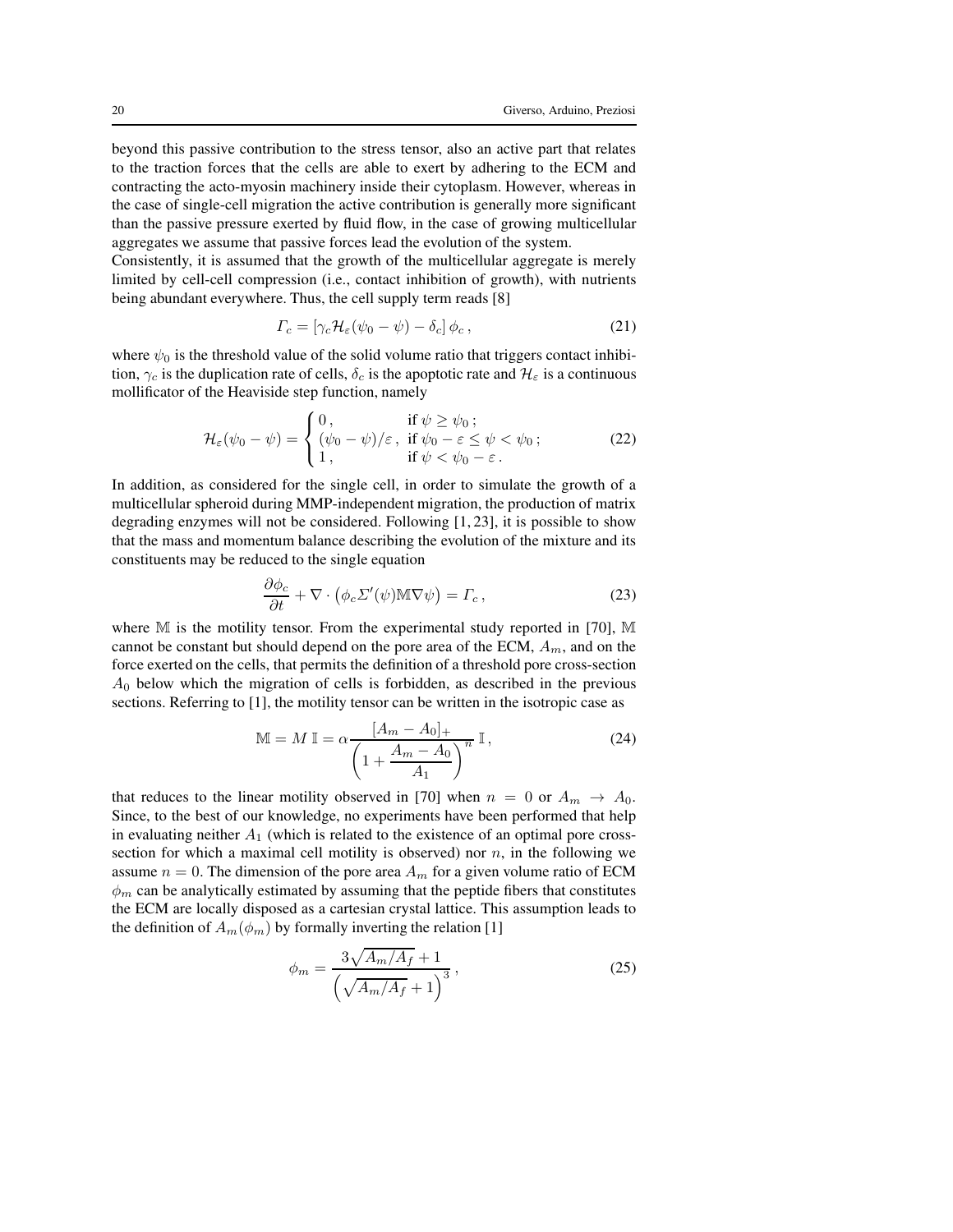beyond this passive contribution to the stress tensor, also an active part that relates to the traction forces that the cells are able to exert by adhering to the ECM and contracting the acto-myosin machinery inside their cytoplasm. However, whereas in the case of single-cell migration the active contribution is generally more significant than the passive pressure exerted by fluid flow, in the case of growing multicellular aggregates we assume that passive forces lead the evolution of the system.

Consistently, it is assumed that the growth of the multicellular aggregate is merely limited by cell-cell compression (i.e., contact inhibition of growth), with nutrients being abundant everywhere. Thus, the cell supply term reads [8]

$$\Gamma_c = \left[\gamma_c \mathcal{H}_\varepsilon(\psi_0 - \psi) - \delta_c\right]\phi_c\,, \tag{21}$$

where $\psi_0$ is the threshold value of the solid volume ratio that triggers contact inhibition, $\gamma_c$ is the duplication rate of cells, $\delta_c$ is the apoptotic rate and $\mathcal{H}_\varepsilon$ is a continuous mollificator of the Heaviside step function, namely

$$\mathcal{H}_\varepsilon(\psi_0 - \psi) = \begin{cases} 0\,, & \text{if } \psi \geq \psi_0\,; \\ (\psi_0 - \psi)/\varepsilon\,, & \text{if } \psi_0 - \varepsilon \leq \psi < \psi_0\,; \\ 1\,, & \text{if } \psi < \psi_0 - \varepsilon\,. \end{cases} \tag{22}$$

In addition, as considered for the single cell, in order to simulate the growth of a multicellular spheroid during MMP-independent migration, the production of matrix degrading enzymes will not be considered. Following [1, 23], it is possible to show that the mass and momentum balance describing the evolution of the mixture and its constituents may be reduced to the single equation

$$\frac{\partial \phi_c}{\partial t} + \nabla \cdot \left(\phi_c \Sigma'(\psi)\mathbb{M}\nabla\psi\right) = \Gamma_c\,, \tag{23}$$

where $\mathbb{M}$ is the motility tensor. From the experimental study reported in [70], $\mathbb{M}$ cannot be constant but should depend on the pore area of the ECM, $A_m$, and on the force exerted on the cells, that permits the definition of a threshold pore cross-section $A_0$ below which the migration of cells is forbidden, as described in the previous sections. Referring to [1], the motility tensor can be written in the isotropic case as

$$\mathbb{M} = M\,\mathbb{I} = \alpha \frac{[A_m - A_0]_+}{\left(1 + \dfrac{A_m - A_0}{A_1}\right)^n}\,\mathbb{I}\,, \tag{24}$$

that reduces to the linear motility observed in [70] when $n = 0$ or $A_m \to A_0$. Since, to the best of our knowledge, no experiments have been performed that help in evaluating neither $A_1$ (which is related to the existence of an optimal pore cross-section for which a maximal cell motility is observed) nor $n$, in the following we assume $n = 0$. The dimension of the pore area $A_m$ for a given volume ratio of ECM $\phi_m$ can be analytically estimated by assuming that the peptide fibers that constitutes the ECM are locally disposed as a cartesian crystal lattice. This assumption leads to the definition of $A_m(\phi_m)$ by formally inverting the relation [1]

$$\phi_m = \frac{3\sqrt{A_m/A_f} + 1}{\left(\sqrt{A_m/A_f} + 1\right)^3}\,, \tag{25}$$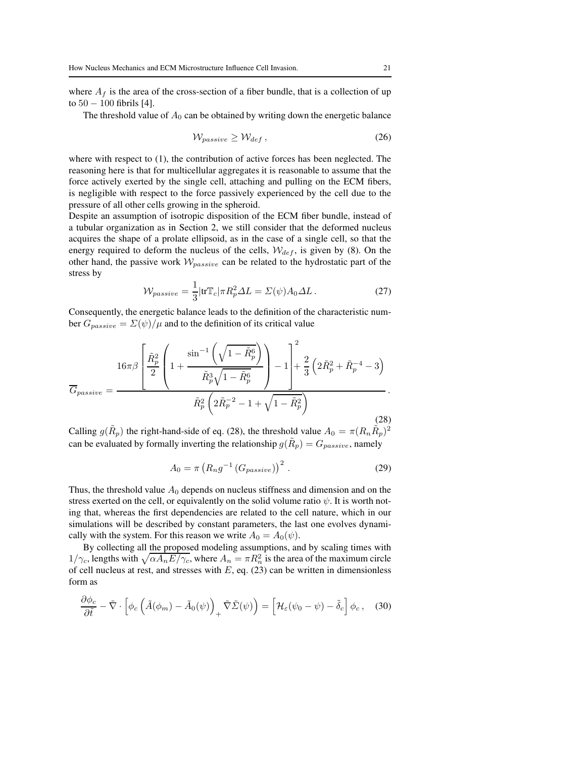where $A_f$ is the area of the cross-section of a fiber bundle, that is a collection of up to $50 - 100$ fibrils [4].

The threshold value of $A_0$ can be obtained by writing down the energetic balance

$$\mathcal{W}_{passive} \geq \mathcal{W}_{def} \,, \tag{26}$$

where with respect to (1), the contribution of active forces has been neglected. The reasoning here is that for multicellular aggregates it is reasonable to assume that the force actively exerted by the single cell, attaching and pulling on the ECM fibers, is negligible with respect to the force passively experienced by the cell due to the pressure of all other cells growing in the spheroid.

Despite an assumption of isotropic disposition of the ECM fiber bundle, instead of a tubular organization as in Section 2, we still consider that the deformed nucleus acquires the shape of a prolate ellipsoid, as in the case of a single cell, so that the energy required to deform the nucleus of the cells, $\mathcal{W}_{def}$, is given by (8). On the other hand, the passive work $\mathcal{W}_{passive}$ can be related to the hydrostatic part of the stress by

$$\mathcal{W}_{passive} = \frac{1}{3}|\mathrm{tr}\mathbb{T}_c|\pi R_p^2 \Delta L = \Sigma(\psi) A_0 \Delta L \,. \tag{27}$$

Consequently, the energetic balance leads to the definition of the characteristic number $G_{passive} = \Sigma(\psi)/\mu$ and to the definition of its critical value

$$\overline{G}_{passive} = \frac{16\pi\beta \left[ \dfrac{\tilde{R}_p^2}{2} \left( 1 + \dfrac{\sin^{-1}\left(\sqrt{1-\tilde{R}_p^6}\right)}{\tilde{R}_p^3 \sqrt{1-\tilde{R}_p^6}} \right) - 1 \right]^2 + \dfrac{2}{3}\left(2\tilde{R}_p^2 + \tilde{R}_p^{-4} - 3\right)}{\tilde{R}_p^2 \left(2\tilde{R}_p^{-2} - 1 + \sqrt{1-\tilde{R}_p^2}\right)} \,. \tag{28}$$

Calling $g(\tilde{R}_p)$ the right-hand-side of eq. (28), the threshold value $A_0 = \pi(R_n \tilde{R}_p)^2$ can be evaluated by formally inverting the relationship $g(\tilde{R}_p) = G_{passive}$, namely

$$A_0 = \pi \left(R_n g^{-1}\left(G_{passive}\right)\right)^2 \,. \tag{29}$$

Thus, the threshold value $A_0$ depends on nucleus stiffness and dimension and on the stress exerted on the cell, or equivalently on the solid volume ratio $\psi$. It is worth noting that, whereas the first dependencies are related to the cell nature, which in our simulations will be described by constant parameters, the last one evolves dynamically with the system. For this reason we write $A_0 = A_0(\psi)$.

By collecting all the proposed modeling assumptions, and by scaling times with $1/\gamma_c$, lengths with $\sqrt{\alpha A_n E/\gamma_c}$, where $A_n = \pi R_n^2$ is the area of the maximum circle of cell nucleus at rest, and stresses with $E$, eq. (23) can be written in dimensionless form as

$$\frac{\partial \phi_c}{\partial \tilde{t}} - \tilde{\nabla} \cdot \left[ \phi_c \left( \tilde{A}(\phi_m) - \tilde{A}_0(\psi) \right)_+ \tilde{\nabla} \tilde{\Sigma}(\psi) \right) = \left[ \mathcal{H}_\varepsilon(\psi_0 - \psi) - \tilde{\delta}_c \right] \phi_c \,, \tag{30}$$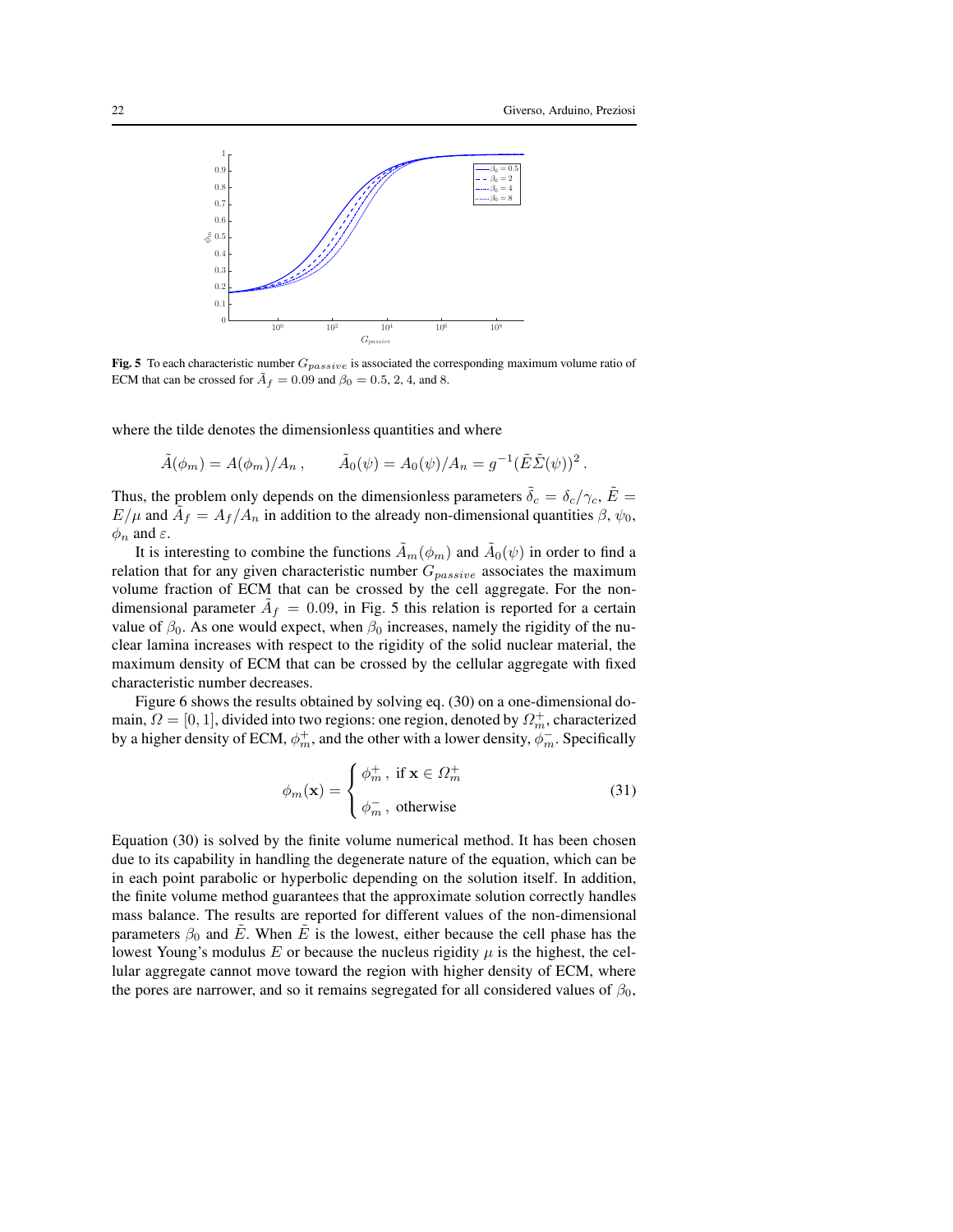**Fig. 5** To each characteristic number $G_{passive}$ is associated the corresponding maximum volume ratio of ECM that can be crossed for $\tilde{A}_f = 0.09$ and $\beta_0 = 0.5$, 2, 4, and 8.

where the tilde denotes the dimensionless quantities and where

$$\tilde{A}(\phi_m) = A(\phi_m)/A_n\,, \qquad \tilde{A}_0(\psi) = A_0(\psi)/A_n = g^{-1}(\tilde{E}\tilde{\Sigma}(\psi))^2\,.$$

Thus, the problem only depends on the dimensionless parameters $\tilde{\delta}_c = \delta_c/\gamma_c$, $\tilde{E} = E/\mu$ and $\tilde{A}_f = A_f/A_n$ in addition to the already non-dimensional quantities $\beta$, $\psi_0$, $\phi_n$ and $\varepsilon$.

It is interesting to combine the functions $\tilde{A}_m(\phi_m)$ and $\tilde{A}_0(\psi)$ in order to find a relation that for any given characteristic number $G_{passive}$ associates the maximum volume fraction of ECM that can be crossed by the cell aggregate. For the non-dimensional parameter $\tilde{A}_f = 0.09$, in Fig. 5 this relation is reported for a certain value of $\beta_0$. As one would expect, when $\beta_0$ increases, namely the rigidity of the nuclear lamina increases with respect to the rigidity of the solid nuclear material, the maximum density of ECM that can be crossed by the cellular aggregate with fixed characteristic number decreases.

Figure 6 shows the results obtained by solving eq. (30) on a one-dimensional domain, $\Omega = [0,1]$, divided into two regions: one region, denoted by $\Omega_m^+$, characterized by a higher density of ECM, $\phi_m^+$, and the other with a lower density, $\phi_m^-$. Specifically

$$\phi_m(\mathbf{x}) = \begin{cases} \phi_m^+\,, \ \text{if } \mathbf{x} \in \Omega_m^+ \\ \phi_m^-\,, \ \text{otherwise} \end{cases} \tag{31}$$

Equation (30) is solved by the finite volume numerical method. It has been chosen due to its capability in handling the degenerate nature of the equation, which can be in each point parabolic or hyperbolic depending on the solution itself. In addition, the finite volume method guarantees that the approximate solution correctly handles mass balance. The results are reported for different values of the non-dimensional parameters $\beta_0$ and $\tilde{E}$. When $\tilde{E}$ is the lowest, either because the cell phase has the lowest Young's modulus $E$ or because the nucleus rigidity $\mu$ is the highest, the cellular aggregate cannot move toward the region with higher density of ECM, where the pores are narrower, and so it remains segregated for all considered values of $\beta_0$,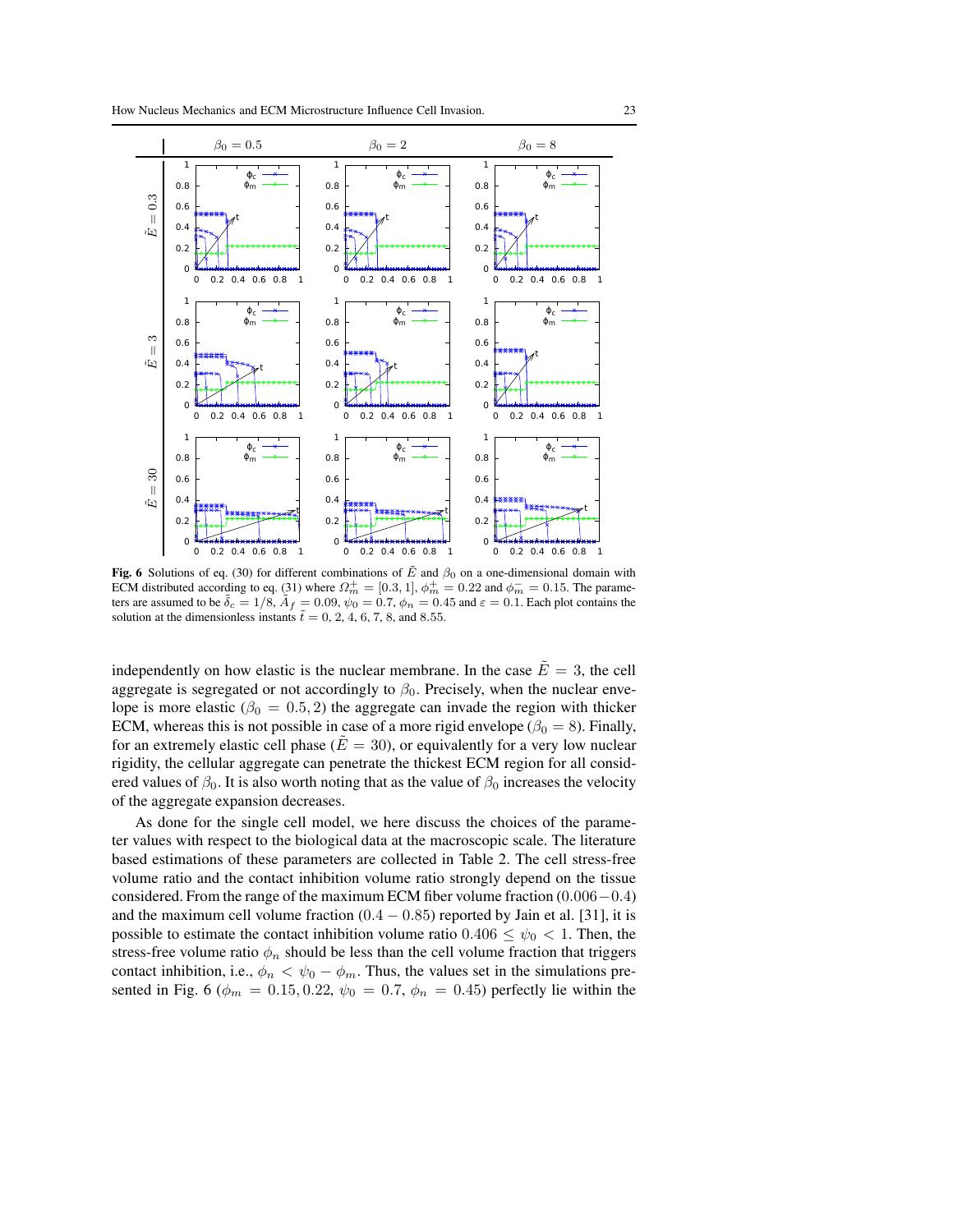Fig. 6 Solutions of eq. (30) for different combinations of $\tilde{E}$ and $\beta_0$ on a one-dimensional domain with ECM distributed according to eq. (31) where $\Omega_m^+ = [0.3, 1]$, $\phi_m^+ = 0.22$ and $\phi_m^- = 0.15$. The parameters are assumed to be $\tilde{\delta}_c = 1/8$, $\tilde{A}_f = 0.09$, $\psi_0 = 0.7$, $\phi_n = 0.45$ and $\varepsilon = 0.1$. Each plot contains the solution at the dimensionless instants $\tilde{t} = 0, 2, 4, 6, 7, 8,$ and $8.55$.

independently on how elastic is the nuclear membrane. In the case $\tilde{E} = 3$, the cell aggregate is segregated or not accordingly to $\beta_0$. Precisely, when the nuclear envelope is more elastic ($\beta_0 = 0.5, 2$) the aggregate can invade the region with thicker ECM, whereas this is not possible in case of a more rigid envelope ($\beta_0 = 8$). Finally, for an extremely elastic cell phase ($\tilde{E} = 30$), or equivalently for a very low nuclear rigidity, the cellular aggregate can penetrate the thickest ECM region for all considered values of $\beta_0$. It is also worth noting that as the value of $\beta_0$ increases the velocity of the aggregate expansion decreases.

As done for the single cell model, we here discuss the choices of the parameter values with respect to the biological data at the macroscopic scale. The literature based estimations of these parameters are collected in Table 2. The cell stress-free volume ratio and the contact inhibition volume ratio strongly depend on the tissue considered. From the range of the maximum ECM fiber volume fraction $(0.006 - 0.4)$ and the maximum cell volume fraction $(0.4 - 0.85)$ reported by Jain et al. [31], it is possible to estimate the contact inhibition volume ratio $0.406 \leq \psi_0 < 1$. Then, the stress-free volume ratio $\phi_n$ should be less than the cell volume fraction that triggers contact inhibition, i.e., $\phi_n < \psi_0 - \phi_m$. Thus, the values set in the simulations presented in Fig. 6 ($\phi_m = 0.15, 0.22$, $\psi_0 = 0.7$, $\phi_n = 0.45$) perfectly lie within the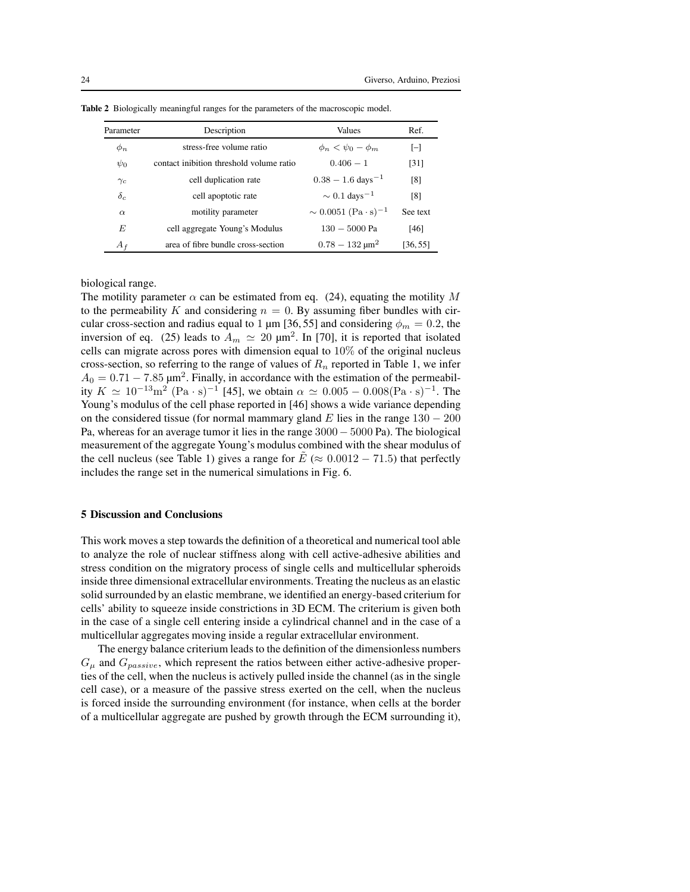**Table 2** Biologically meaningful ranges for the parameters of the macroscopic model.

| Parameter | Description | Values | Ref. |
|---|---|---|---|
| $\phi_n$ | stress-free volume ratio | $\phi_n < \psi_0 - \phi_m$ | [–] |
| $\psi_0$ | contact inibition threshold volume ratio | $0.406 - 1$ | [31] |
| $\gamma_c$ | cell duplication rate | $0.38 - 1.6\ \text{days}^{-1}$ | [8] |
| $\delta_c$ | cell apoptotic rate | $\sim 0.1\ \text{days}^{-1}$ | [8] |
| $\alpha$ | motility parameter | $\sim 0.0051\ (\text{Pa}\cdot\text{s})^{-1}$ | See text |
| $E$ | cell aggregate Young's Modulus | $130 - 5000$ Pa | [46] |
| $A_f$ | area of fibre bundle cross-section | $0.78 - 132\ \mu\text{m}^2$ | [36, 55] |

biological range.
The motility parameter $\alpha$ can be estimated from eq. (24), equating the motility $M$ to the permeability $K$ and considering $n = 0$. By assuming fiber bundles with circular cross-section and radius equal to 1 μm [36, 55] and considering $\phi_m = 0.2$, the inversion of eq. (25) leads to $A_m \simeq 20\ \mu\text{m}^2$. In [70], it is reported that isolated cells can migrate across pores with dimension equal to $10\%$ of the original nucleus cross-section, so referring to the range of values of $R_n$ reported in Table 1, we infer $A_0 = 0.71 - 7.85\ \mu\text{m}^2$. Finally, in accordance with the estimation of the permeability $K \simeq 10^{-13}\text{m}^2\ (\text{Pa}\cdot\text{s})^{-1}$ [45], we obtain $\alpha \simeq 0.005 - 0.008(\text{Pa}\cdot\text{s})^{-1}$. The Young's modulus of the cell phase reported in [46] shows a wide variance depending on the considered tissue (for normal mammary gland $E$ lies in the range $130 - 200$ Pa, whereas for an average tumor it lies in the range $3000 - 5000$ Pa). The biological measurement of the aggregate Young's modulus combined with the shear modulus of the cell nucleus (see Table 1) gives a range for $\tilde{E}$ ($\approx 0.0012 - 71.5$) that perfectly includes the range set in the numerical simulations in Fig. 6.

## 5 Discussion and Conclusions

This work moves a step towards the definition of a theoretical and numerical tool able to analyze the role of nuclear stiffness along with cell active-adhesive abilities and stress condition on the migratory process of single cells and multicellular spheroids inside three dimensional extracellular environments. Treating the nucleus as an elastic solid surrounded by an elastic membrane, we identified an energy-based criterium for cells' ability to squeeze inside constrictions in 3D ECM. The criterium is given both in the case of a single cell entering inside a cylindrical channel and in the case of a multicellular aggregates moving inside a regular extracellular environment.

The energy balance criterium leads to the definition of the dimensionless numbers $G_\mu$ and $G_{passive}$, which represent the ratios between either active-adhesive properties of the cell, when the nucleus is actively pulled inside the channel (as in the single cell case), or a measure of the passive stress exerted on the cell, when the nucleus is forced inside the surrounding environment (for instance, when cells at the border of a multicellular aggregate are pushed by growth through the ECM surrounding it),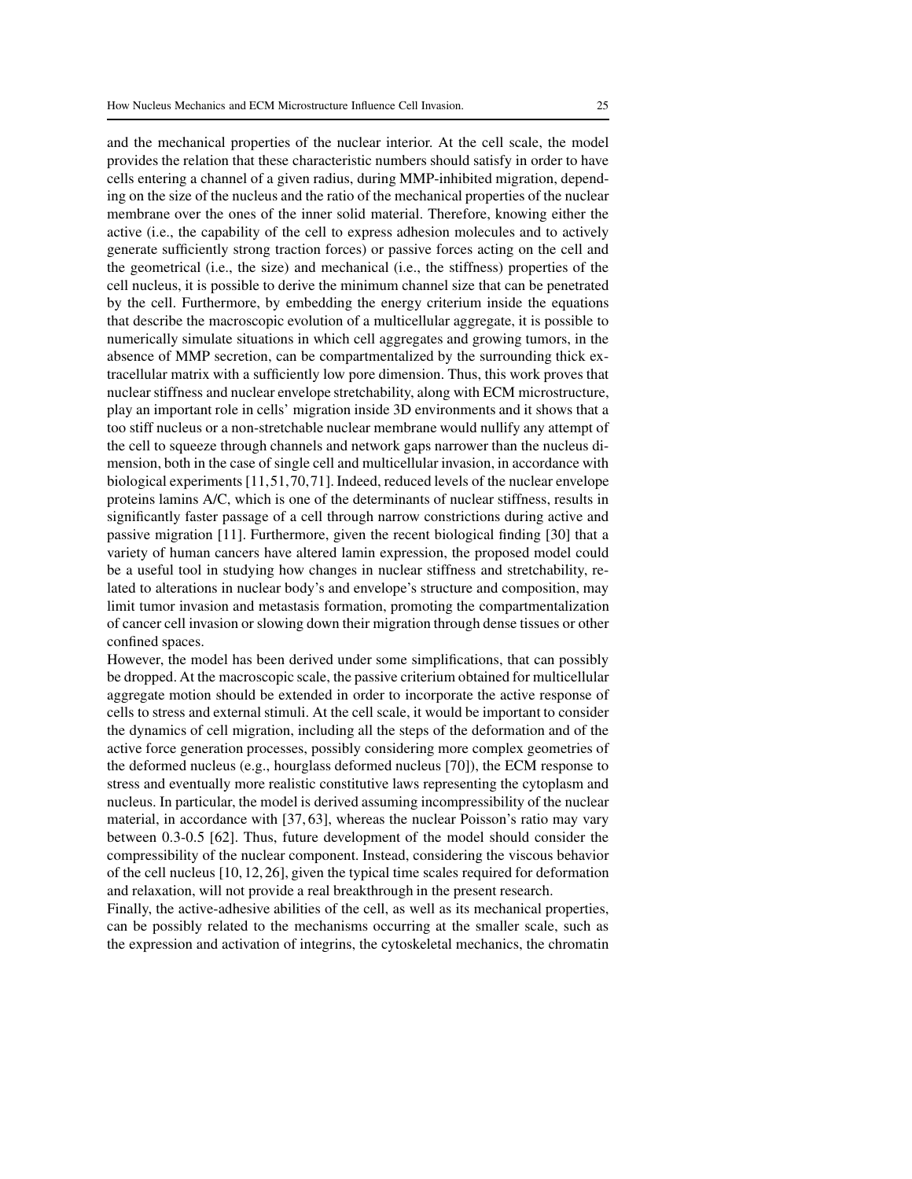and the mechanical properties of the nuclear interior. At the cell scale, the model provides the relation that these characteristic numbers should satisfy in order to have cells entering a channel of a given radius, during MMP-inhibited migration, depending on the size of the nucleus and the ratio of the mechanical properties of the nuclear membrane over the ones of the inner solid material. Therefore, knowing either the active (i.e., the capability of the cell to express adhesion molecules and to actively generate sufficiently strong traction forces) or passive forces acting on the cell and the geometrical (i.e., the size) and mechanical (i.e., the stiffness) properties of the cell nucleus, it is possible to derive the minimum channel size that can be penetrated by the cell. Furthermore, by embedding the energy criterium inside the equations that describe the macroscopic evolution of a multicellular aggregate, it is possible to numerically simulate situations in which cell aggregates and growing tumors, in the absence of MMP secretion, can be compartmentalized by the surrounding thick extracellular matrix with a sufficiently low pore dimension. Thus, this work proves that nuclear stiffness and nuclear envelope stretchability, along with ECM microstructure, play an important role in cells' migration inside 3D environments and it shows that a too stiff nucleus or a non-stretchable nuclear membrane would nullify any attempt of the cell to squeeze through channels and network gaps narrower than the nucleus dimension, both in the case of single cell and multicellular invasion, in accordance with biological experiments [11,51,70,71]. Indeed, reduced levels of the nuclear envelope proteins lamins A/C, which is one of the determinants of nuclear stiffness, results in significantly faster passage of a cell through narrow constrictions during active and passive migration [11]. Furthermore, given the recent biological finding [30] that a variety of human cancers have altered lamin expression, the proposed model could be a useful tool in studying how changes in nuclear stiffness and stretchability, related to alterations in nuclear body's and envelope's structure and composition, may limit tumor invasion and metastasis formation, promoting the compartmentalization of cancer cell invasion or slowing down their migration through dense tissues or other confined spaces.

However, the model has been derived under some simplifications, that can possibly be dropped. At the macroscopic scale, the passive criterium obtained for multicellular aggregate motion should be extended in order to incorporate the active response of cells to stress and external stimuli. At the cell scale, it would be important to consider the dynamics of cell migration, including all the steps of the deformation and of the active force generation processes, possibly considering more complex geometries of the deformed nucleus (e.g., hourglass deformed nucleus [70]), the ECM response to stress and eventually more realistic constitutive laws representing the cytoplasm and nucleus. In particular, the model is derived assuming incompressibility of the nuclear material, in accordance with [37,63], whereas the nuclear Poisson's ratio may vary between 0.3-0.5 [62]. Thus, future development of the model should consider the compressibility of the nuclear component. Instead, considering the viscous behavior of the cell nucleus [10,12,26], given the typical time scales required for deformation and relaxation, will not provide a real breakthrough in the present research.

Finally, the active-adhesive abilities of the cell, as well as its mechanical properties, can be possibly related to the mechanisms occurring at the smaller scale, such as the expression and activation of integrins, the cytoskeletal mechanics, the chromatin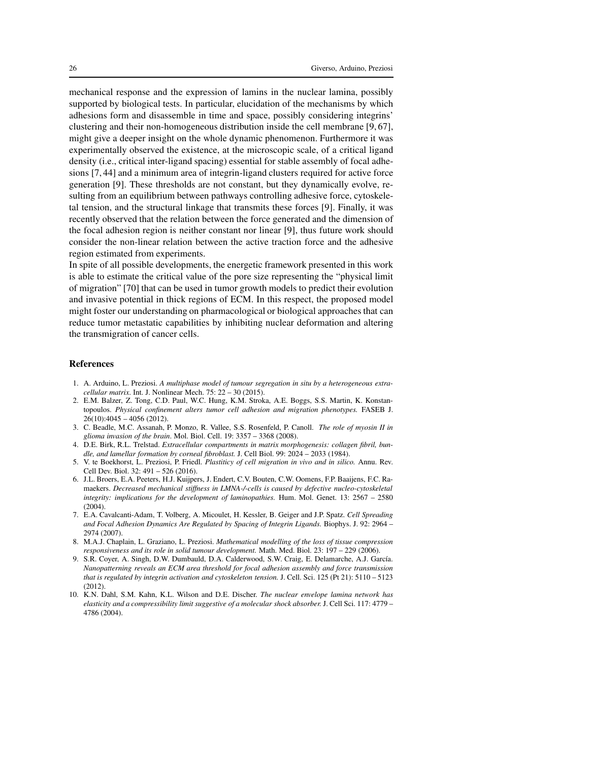mechanical response and the expression of lamins in the nuclear lamina, possibly supported by biological tests. In particular, elucidation of the mechanisms by which adhesions form and disassemble in time and space, possibly considering integrins' clustering and their non-homogeneous distribution inside the cell membrane [9, 67], might give a deeper insight on the whole dynamic phenomenon. Furthermore it was experimentally observed the existence, at the microscopic scale, of a critical ligand density (i.e., critical inter-ligand spacing) essential for stable assembly of focal adhesions [7, 44] and a minimum area of integrin-ligand clusters required for active force generation [9]. These thresholds are not constant, but they dynamically evolve, resulting from an equilibrium between pathways controlling adhesive force, cytoskeletal tension, and the structural linkage that transmits these forces [9]. Finally, it was recently observed that the relation between the force generated and the dimension of the focal adhesion region is neither constant nor linear [9], thus future work should consider the non-linear relation between the active traction force and the adhesive region estimated from experiments.

In spite of all possible developments, the energetic framework presented in this work is able to estimate the critical value of the pore size representing the "physical limit of migration" [70] that can be used in tumor growth models to predict their evolution and invasive potential in thick regions of ECM. In this respect, the proposed model might foster our understanding on pharmacological or biological approaches that can reduce tumor metastatic capabilities by inhibiting nuclear deformation and altering the transmigration of cancer cells.

## References

1. A. Arduino, L. Preziosi. *A multiphase model of tumour segregation in situ by a heterogeneous extracellular matrix*. Int. J. Nonlinear Mech. 75: 22 – 30 (2015).
2. E.M. Balzer, Z. Tong, C.D. Paul, W.C. Hung, K.M. Stroka, A.E. Boggs, S.S. Martin, K. Konstantopoulos. *Physical confinement alters tumor cell adhesion and migration phenotypes.* FASEB J. 26(10):4045 – 4056 (2012).
3. C. Beadle, M.C. Assanah, P. Monzo, R. Vallee, S.S. Rosenfeld, P. Canoll. *The role of myosin II in glioma invasion of the brain*. Mol. Biol. Cell. 19: 3357 – 3368 (2008).
4. D.E. Birk, R.L. Trelstad. *Extracellular compartments in matrix morphogenesis: collagen fibril, bundle, and lamellar formation by corneal fibroblast.* J. Cell Biol. 99: 2024 – 2033 (1984).
5. V. te Boekhorst, L. Preziosi, P. Friedl. *Plastiticy of cell migration in vivo and in silico.* Annu. Rev. Cell Dev. Biol. 32: 491 – 526 (2016).
6. J.L. Broers, E.A. Peeters, H.J. Kuijpers, J. Endert, C.V. Bouten, C.W. Oomens, F.P. Baaijens, F.C. Ramaekers. *Decreased mechanical stiffness in LMNA-/-cells is caused by defective nucleo-cytoskeletal integrity: implications for the development of laminopathies.* Hum. Mol. Genet. 13: 2567 – 2580 (2004).
7. E.A. Cavalcanti-Adam, T. Volberg, A. Micoulet, H. Kessler, B. Geiger and J.P. Spatz. *Cell Spreading and Focal Adhesion Dynamics Are Regulated by Spacing of Integrin Ligands.* Biophys. J. 92: 2964 – 2974 (2007).
8. M.A.J. Chaplain, L. Graziano, L. Preziosi. *Mathematical modelling of the loss of tissue compression responsiveness and its role in solid tumour development.* Math. Med. Biol. 23: 197 – 229 (2006).
9. S.R. Coyer, A. Singh, D.W. Dumbauld, D.A. Calderwood, S.W. Craig, E. Delamarche, A.J. García. *Nanopatterning reveals an ECM area threshold for focal adhesion assembly and force transmission that is regulated by integrin activation and cytoskeleton tension.* J. Cell. Sci. 125 (Pt 21): 5110 – 5123 (2012).
10. K.N. Dahl, S.M. Kahn, K.L. Wilson and D.E. Discher. *The nuclear envelope lamina network has elasticity and a compressibility limit suggestive of a molecular shock absorber.* J. Cell Sci. 117: 4779 – 4786 (2004).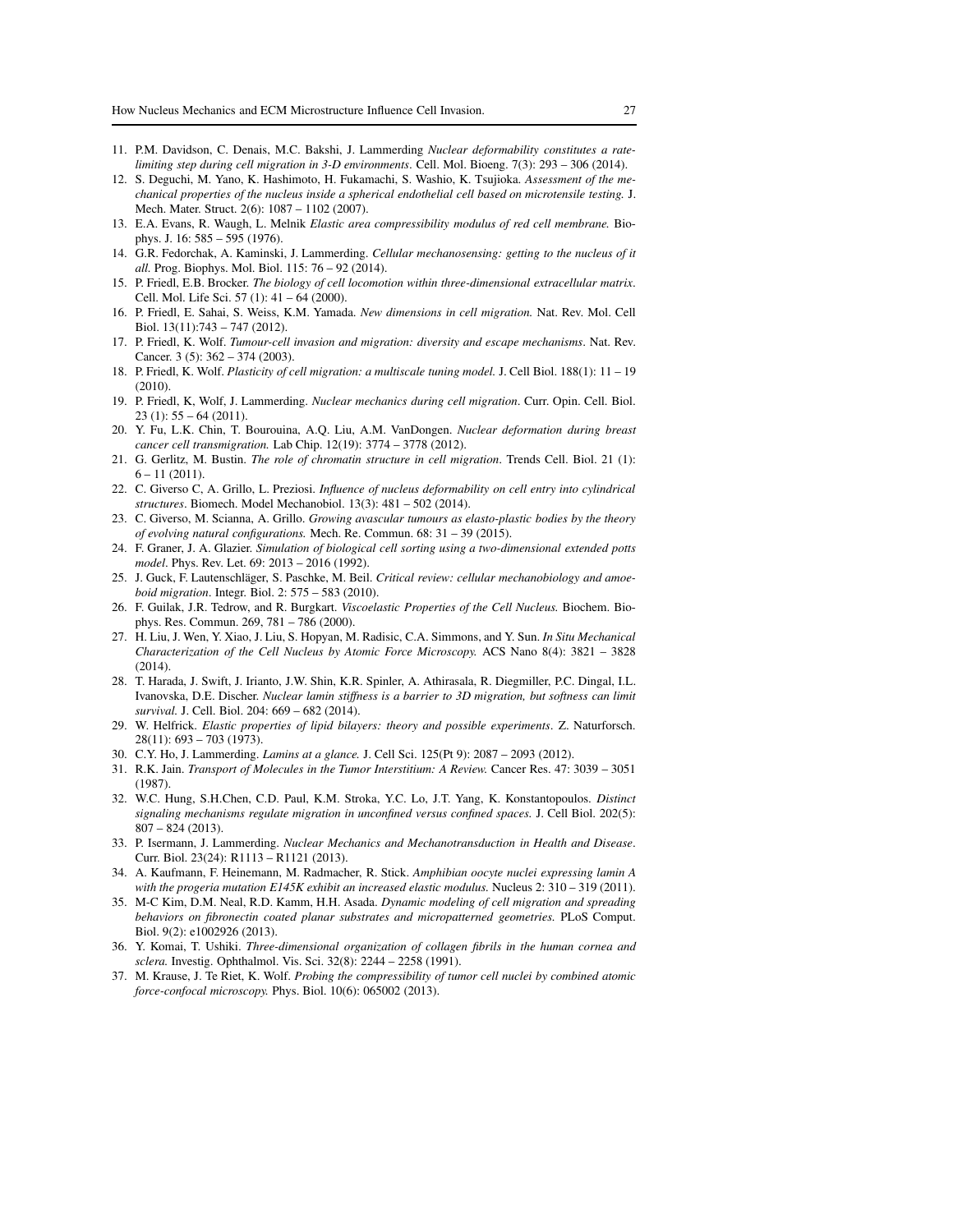11. P.M. Davidson, C. Denais, M.C. Bakshi, J. Lammerding *Nuclear deformability constitutes a rate-limiting step during cell migration in 3-D environments*. Cell. Mol. Bioeng. 7(3): 293 – 306 (2014).
12. S. Deguchi, M. Yano, K. Hashimoto, H. Fukamachi, S. Washio, K. Tsujioka. *Assessment of the mechanical properties of the nucleus inside a spherical endothelial cell based on microtensile testing.* J. Mech. Mater. Struct. 2(6): 1087 – 1102 (2007).
13. E.A. Evans, R. Waugh, L. Melnik *Elastic area compressibility modulus of red cell membrane.* Biophys. J. 16: 585 – 595 (1976).
14. G.R. Fedorchak, A. Kaminski, J. Lammerding. *Cellular mechanosensing: getting to the nucleus of it all.* Prog. Biophys. Mol. Biol. 115: 76 – 92 (2014).
15. P. Friedl, E.B. Brocker. *The biology of cell locomotion within three-dimensional extracellular matrix*. Cell. Mol. Life Sci. 57 (1): 41 – 64 (2000).
16. P. Friedl, E. Sahai, S. Weiss, K.M. Yamada. *New dimensions in cell migration.* Nat. Rev. Mol. Cell Biol. 13(11):743 – 747 (2012).
17. P. Friedl, K. Wolf. *Tumour-cell invasion and migration: diversity and escape mechanisms*. Nat. Rev. Cancer. 3 (5): 362 – 374 (2003).
18. P. Friedl, K. Wolf. *Plasticity of cell migration: a multiscale tuning model.* J. Cell Biol. 188(1): 11 – 19 (2010).
19. P. Friedl, K, Wolf, J. Lammerding. *Nuclear mechanics during cell migration*. Curr. Opin. Cell. Biol. 23 (1): 55 – 64 (2011).
20. Y. Fu, L.K. Chin, T. Bourouina, A.Q. Liu, A.M. VanDongen. *Nuclear deformation during breast cancer cell transmigration.* Lab Chip. 12(19): 3774 – 3778 (2012).
21. G. Gerlitz, M. Bustin. *The role of chromatin structure in cell migration*. Trends Cell. Biol. 21 (1): 6 – 11 (2011).
22. C. Giverso C, A. Grillo, L. Preziosi. *Influence of nucleus deformability on cell entry into cylindrical structures*. Biomech. Model Mechanobiol. 13(3): 481 – 502 (2014).
23. C. Giverso, M. Scianna, A. Grillo. *Growing avascular tumours as elasto-plastic bodies by the theory of evolving natural configurations.* Mech. Re. Commun. 68: 31 – 39 (2015).
24. F. Graner, J. A. Glazier. *Simulation of biological cell sorting using a two-dimensional extended potts model*. Phys. Rev. Let. 69: 2013 – 2016 (1992).
25. J. Guck, F. Lautenschläger, S. Paschke, M. Beil. *Critical review: cellular mechanobiology and amoeboid migration*. Integr. Biol. 2: 575 – 583 (2010).
26. F. Guilak, J.R. Tedrow, and R. Burgkart. *Viscoelastic Properties of the Cell Nucleus.* Biochem. Biophys. Res. Commun. 269, 781 – 786 (2000).
27. H. Liu, J. Wen, Y. Xiao, J. Liu, S. Hopyan, M. Radisic, C.A. Simmons, and Y. Sun. *In Situ Mechanical Characterization of the Cell Nucleus by Atomic Force Microscopy.* ACS Nano 8(4): 3821 – 3828 (2014).
28. T. Harada, J. Swift, J. Irianto, J.W. Shin, K.R. Spinler, A. Athirasala, R. Diegmiller, P.C. Dingal, I.L. Ivanovska, D.E. Discher. *Nuclear lamin stiffness is a barrier to 3D migration, but softness can limit survival.* J. Cell. Biol. 204: 669 – 682 (2014).
29. W. Helfrick. *Elastic properties of lipid bilayers: theory and possible experiments*. Z. Naturforsch. 28(11): 693 – 703 (1973).
30. C.Y. Ho, J. Lammerding. *Lamins at a glance.* J. Cell Sci. 125(Pt 9): 2087 – 2093 (2012).
31. R.K. Jain. *Transport of Molecules in the Tumor Interstitium: A Review.* Cancer Res. 47: 3039 – 3051 (1987).
32. W.C. Hung, S.H.Chen, C.D. Paul, K.M. Stroka, Y.C. Lo, J.T. Yang, K. Konstantopoulos. *Distinct signaling mechanisms regulate migration in unconfined versus confined spaces.* J. Cell Biol. 202(5): 807 – 824 (2013).
33. P. Isermann, J. Lammerding. *Nuclear Mechanics and Mechanotransduction in Health and Disease*. Curr. Biol. 23(24): R1113 – R1121 (2013).
34. A. Kaufmann, F. Heinemann, M. Radmacher, R. Stick. *Amphibian oocyte nuclei expressing lamin A with the progeria mutation E145K exhibit an increased elastic modulus.* Nucleus 2: 310 – 319 (2011).
35. M-C Kim, D.M. Neal, R.D. Kamm, H.H. Asada. *Dynamic modeling of cell migration and spreading behaviors on fibronectin coated planar substrates and micropatterned geometries.* PLoS Comput. Biol. 9(2): e1002926 (2013).
36. Y. Komai, T. Ushiki. *Three-dimensional organization of collagen fibrils in the human cornea and sclera.* Investig. Ophthalmol. Vis. Sci. 32(8): 2244 – 2258 (1991).
37. M. Krause, J. Te Riet, K. Wolf. *Probing the compressibility of tumor cell nuclei by combined atomic force-confocal microscopy.* Phys. Biol. 10(6): 065002 (2013).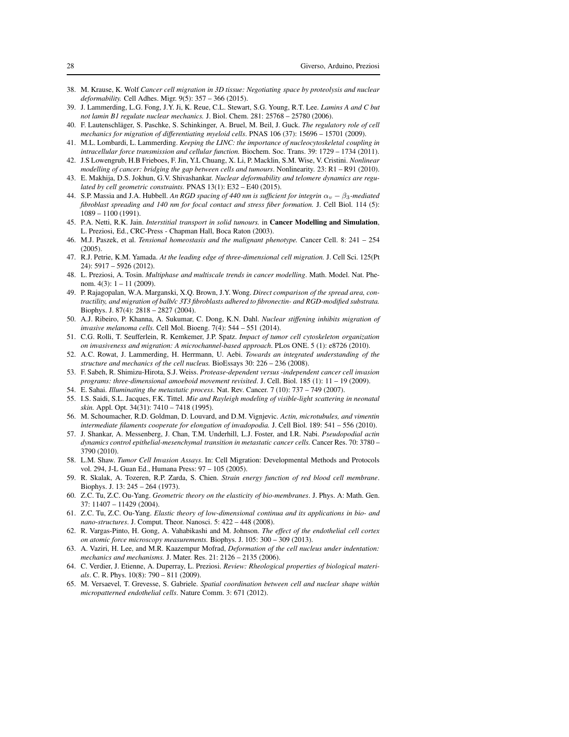38. M. Krause, K. Wolf *Cancer cell migration in 3D tissue: Negotiating space by proteolysis and nuclear deformability.* Cell Adhes. Migr. 9(5): 357 – 366 (2015).
39. J. Lammerding, L.G. Fong, J.Y. Ji, K. Reue, C.L. Stewart, S.G. Young, R.T. Lee. *Lamins A and C but not lamin B1 regulate nuclear mechanics.* J. Biol. Chem. 281: 25768 – 25780 (2006).
40. F. Lautenschläger, S. Paschke, S. Schinkinger, A. Bruel, M. Beil, J. Guck. *The regulatory role of cell mechanics for migration of differentiating myeloid cells*. PNAS 106 (37): 15696 – 15701 (2009).
41. M.L. Lombardi, L. Lammerding. *Keeping the LINC: the importance of nucleocytoskeletal coupling in intracellular force transmission and cellular function.* Biochem. Soc. Trans. 39: 1729 – 1734 (2011).
42. J.S Lowengrub, H.B Frieboes, F. Jin, Y.L Chuang, X. Li, P. Macklin, S.M. Wise, V. Cristini. *Nonlinear modelling of cancer: bridging the gap between cells and tumours*. Nonlinearity. 23: R1 – R91 (2010).
43. E. Makhija, D.S. Jokhun, G.V. Shivashankar. *Nuclear deformability and telomere dynamics are regulated by cell geometric constraints.* PNAS 13(1): E32 – E40 (2015).
44. S.P. Massia and J.A. Hubbell. *An RGD spacing of 440 nm is sufficient for integrin $\alpha_v - \beta_3$-mediated fibroblast spreading and 140 nm for focal contact and stress fiber formation.* J. Cell Biol. 114 (5): 1089 – 1100 (1991).
45. P.A. Netti, R.K. Jain. *Interstitial transport in solid tumours.* in **Cancer Modelling and Simulation**, L. Preziosi, Ed., CRC-Press - Chapman Hall, Boca Raton (2003).
46. M.J. Paszek, et al. *Tensional homeostasis and the malignant phenotype.* Cancer Cell. 8: 241 – 254 (2005).
47. R.J. Petrie, K.M. Yamada. *At the leading edge of three-dimensional cell migration.* J. Cell Sci. 125(Pt 24): 5917 – 5926 (2012).
48. L. Preziosi, A. Tosin. *Multiphase and multiscale trends in cancer modelling*. Math. Model. Nat. Phenom. 4(3): 1 – 11 (2009).
49. P. Rajagopalan, W.A. Marganski, X.Q. Brown, J.Y. Wong. *Direct comparison of the spread area, contractility, and migration of balb/c 3T3 fibroblasts adhered to fibronectin- and RGD-modified substrata.* Biophys. J. 87(4): 2818 – 2827 (2004).
50. A.J. Ribeiro, P. Khanna, A. Sukumar, C. Dong, K.N. Dahl. *Nuclear stiffening inhibits migration of invasive melanoma cells.* Cell Mol. Bioeng. 7(4): 544 – 551 (2014).
51. C.G. Rolli, T. Seufferlein, R. Kemkemer, J.P. Spatz. *Impact of tumor cell cytoskeleton organization on invasiveness and migration: A microchannel-based approach*. PLos ONE. 5 (1): e8726 (2010).
52. A.C. Rowat, J. Lammerding, H. Herrmann, U. Aebi. *Towards an integrated understanding of the structure and mechanics of the cell nucleus.* BioEssays 30: 226 – 236 (2008).
53. F. Sabeh, R. Shimizu-Hirota, S.J. Weiss. *Protease-dependent versus -independent cancer cell invasion programs: three-dimensional amoeboid movement revisited*. J. Cell. Biol. 185 (1): 11 – 19 (2009).
54. E. Sahai. *Illuminating the metastatic process*. Nat. Rev. Cancer. 7 (10): 737 – 749 (2007).
55. I.S. Saidi, S.L. Jacques, F.K. Tittel. *Mie and Rayleigh modeling of visible-light scattering in neonatal skin.* Appl. Opt. 34(31): 7410 – 7418 (1995).
56. M. Schoumacher, R.D. Goldman, D. Louvard, and D.M. Vignjevic. *Actin, microtubules, and vimentin intermediate filaments cooperate for elongation of invadopodia.* J. Cell Biol. 189: 541 – 556 (2010).
57. J. Shankar, A. Messenberg, J. Chan, T.M. Underhill, L.J. Foster, and I.R. Nabi. *Pseudopodial actin dynamics control epithelial-mesenchymal transition in metastatic cancer cells.* Cancer Res. 70: 3780 – 3790 (2010).
58. L.M. Shaw. *Tumor Cell Invasion Assays*. In: Cell Migration: Developmental Methods and Protocols vol. 294, J-L Guan Ed., Humana Press: 97 – 105 (2005).
59. R. Skalak, A. Tozeren, R.P. Zarda, S. Chien. *Strain energy function of red blood cell membrane*. Biophys. J. 13: 245 – 264 (1973).
60. Z.C. Tu, Z.C. Ou-Yang. *Geometric theory on the elasticity of bio-membranes*. J. Phys. A: Math. Gen. 37: 11407 – 11429 (2004).
61. Z.C. Tu, Z.C. Ou-Yang. *Elastic theory of low-dimensional continua and its applications in bio- and nano-structures*. J. Comput. Theor. Nanosci. 5: 422 – 448 (2008).
62. R. Vargas-Pinto, H. Gong, A. Vahabikashi and M. Johnson. *The effect of the endothelial cell cortex on atomic force microscopy measurements.* Biophys. J. 105: 300 – 309 (2013).
63. A. Vaziri, H. Lee, and M.R. Kaazempur Mofrad, *Deformation of the cell nucleus under indentation: mechanics and mechanisms.* J. Mater. Res. 21: 2126 – 2135 (2006).
64. C. Verdier, J. Etienne, A. Duperray, L. Preziosi. *Review: Rheological properties of biological materials*. C. R. Phys. 10(8): 790 – 811 (2009).
65. M. Versaevel, T. Grevesse, S. Gabriele. *Spatial coordination between cell and nuclear shape within micropatterned endothelial cells*. Nature Comm. 3: 671 (2012).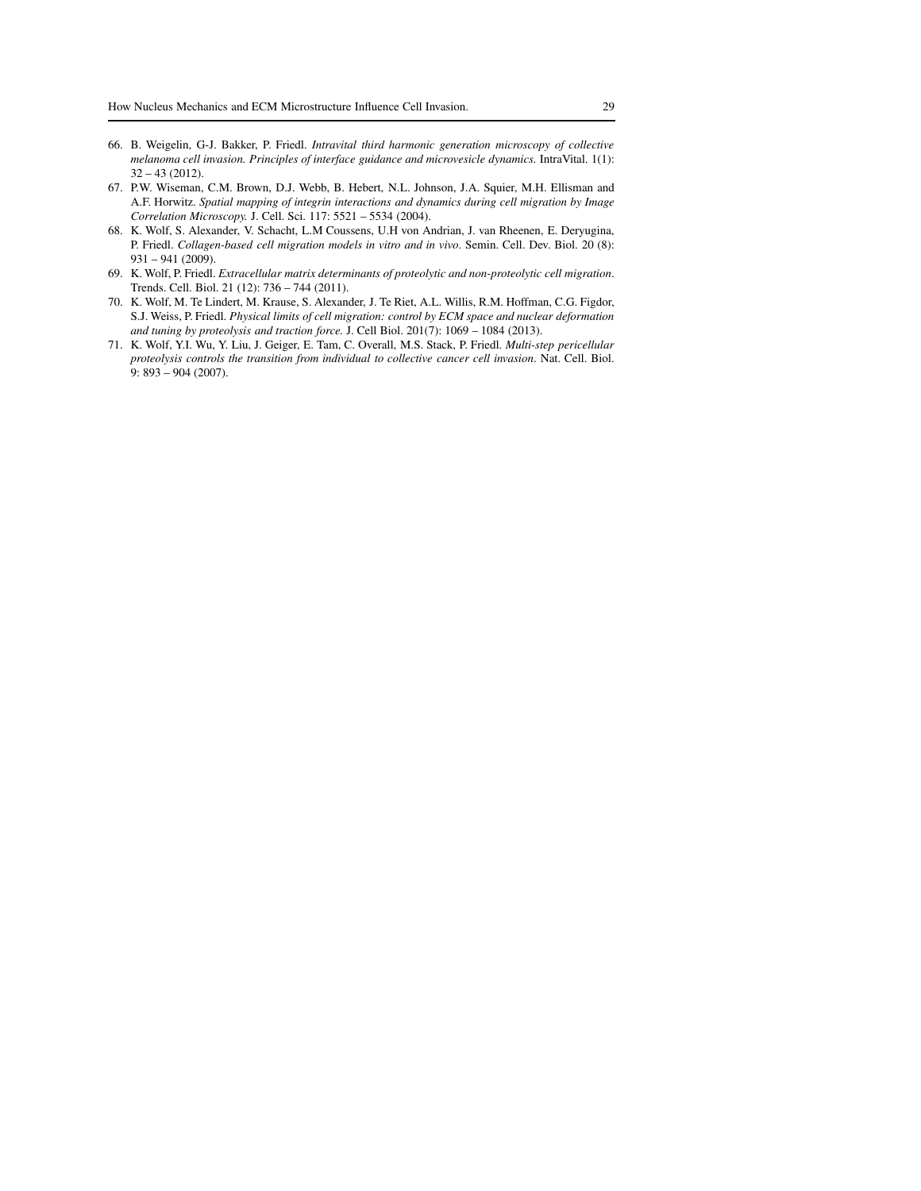66. B. Weigelin, G-J. Bakker, P. Friedl. *Intravital third harmonic generation microscopy of collective melanoma cell invasion. Principles of interface guidance and microvesicle dynamics.* IntraVital. 1(1): 32 – 43 (2012).
67. P.W. Wiseman, C.M. Brown, D.J. Webb, B. Hebert, N.L. Johnson, J.A. Squier, M.H. Ellisman and A.F. Horwitz. *Spatial mapping of integrin interactions and dynamics during cell migration by Image Correlation Microscopy.* J. Cell. Sci. 117: 5521 – 5534 (2004).
68. K. Wolf, S. Alexander, V. Schacht, L.M Coussens, U.H von Andrian, J. van Rheenen, E. Deryugina, P. Friedl. *Collagen-based cell migration models in vitro and in vivo*. Semin. Cell. Dev. Biol. 20 (8): 931 – 941 (2009).
69. K. Wolf, P. Friedl. *Extracellular matrix determinants of proteolytic and non-proteolytic cell migration*. Trends. Cell. Biol. 21 (12): 736 – 744 (2011).
70. K. Wolf, M. Te Lindert, M. Krause, S. Alexander, J. Te Riet, A.L. Willis, R.M. Hoffman, C.G. Figdor, S.J. Weiss, P. Friedl. *Physical limits of cell migration: control by ECM space and nuclear deformation and tuning by proteolysis and traction force.* J. Cell Biol. 201(7): 1069 – 1084 (2013).
71. K. Wolf, Y.I. Wu, Y. Liu, J. Geiger, E. Tam, C. Overall, M.S. Stack, P. Friedl. *Multi-step pericellular proteolysis controls the transition from individual to collective cancer cell invasion*. Nat. Cell. Biol. 9: 893 – 904 (2007).